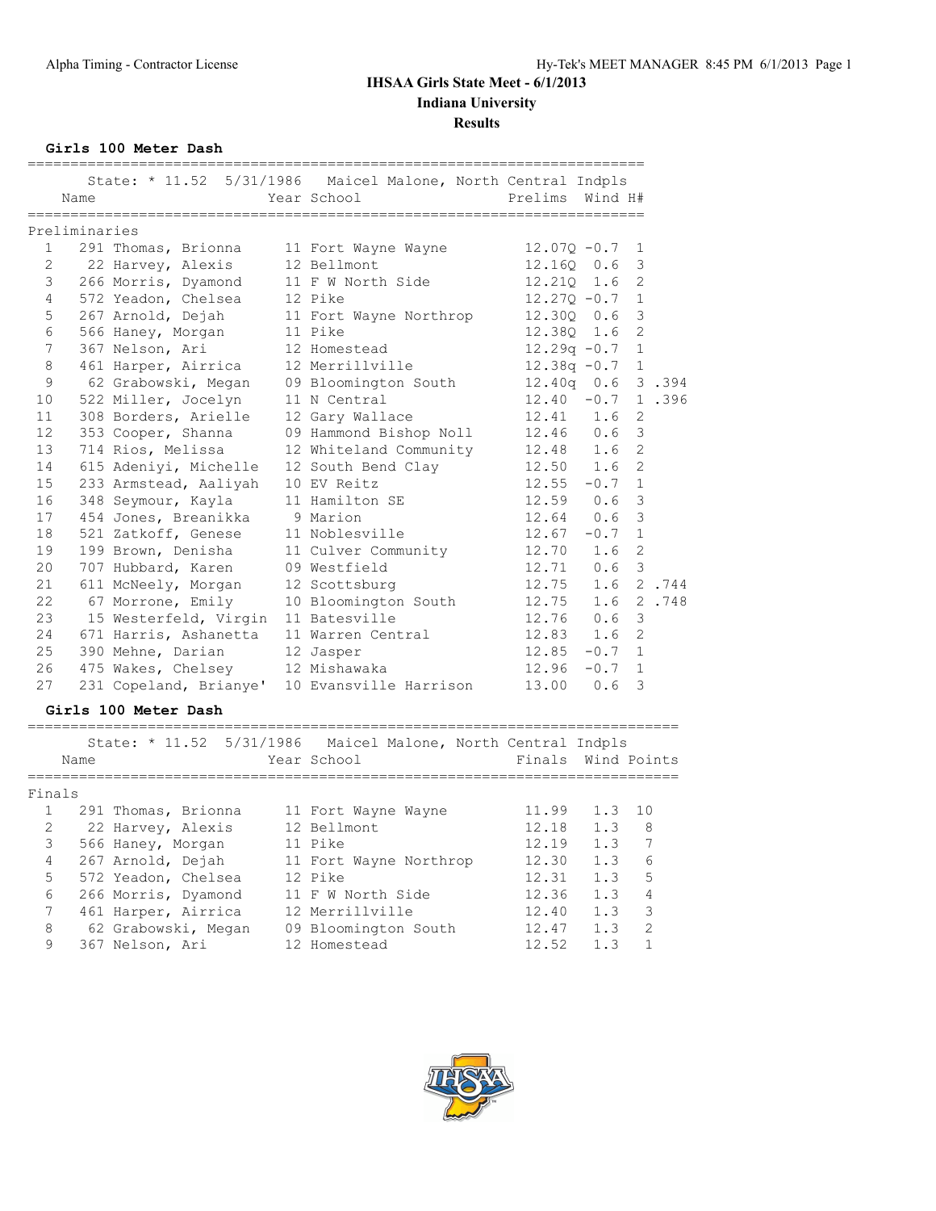# IHSAA Girls State Meet - 6/1/2013

## Indiana University

## Results

### Girls 100 Meter Dash

State: * 11.52 5/31/1986 Maicel Malone, North Central Indpls

**Preliminaries**

| Place | Name | Year | School | Prelims | Wind | H# | |
|---|---|---|---|---|---|---|---|
| 1 | 291 Thomas, Brionna | 11 | Fort Wayne Wayne | 12.07Q | -0.7 | 1 | |
| 2 | 22 Harvey, Alexis | 12 | Bellmont | 12.16Q | 0.6 | 3 | |
| 3 | 266 Morris, Dyamond | 11 | F W North Side | 12.21Q | 1.6 | 2 | |
| 4 | 572 Yeadon, Chelsea | 12 | Pike | 12.27Q | -0.7 | 1 | |
| 5 | 267 Arnold, Dejah | 11 | Fort Wayne Northrop | 12.30Q | 0.6 | 3 | |
| 6 | 566 Haney, Morgan | 11 | Pike | 12.38Q | 1.6 | 2 | |
| 7 | 367 Nelson, Ari | 12 | Homestead | 12.29q | -0.7 | 1 | |
| 8 | 461 Harper, Airrica | 12 | Merrillville | 12.38q | -0.7 | 1 | |
| 9 | 62 Grabowski, Megan | 09 | Bloomington South | 12.40q | 0.6 | 3 | .394 |
| 10 | 522 Miller, Jocelyn | 11 | N Central | 12.40 | -0.7 | 1 | .396 |
| 11 | 308 Borders, Arielle | 12 | Gary Wallace | 12.41 | 1.6 | 2 | |
| 12 | 353 Cooper, Shanna | 09 | Hammond Bishop Noll | 12.46 | 0.6 | 3 | |
| 13 | 714 Rios, Melissa | 12 | Whiteland Community | 12.48 | 1.6 | 2 | |
| 14 | 615 Adeniyi, Michelle | 12 | South Bend Clay | 12.50 | 1.6 | 2 | |
| 15 | 233 Armstead, Aaliyah | 10 | EV Reitz | 12.55 | -0.7 | 1 | |
| 16 | 348 Seymour, Kayla | 11 | Hamilton SE | 12.59 | 0.6 | 3 | |
| 17 | 454 Jones, Breanikka | 9 | Marion | 12.64 | 0.6 | 3 | |
| 18 | 521 Zatkoff, Genese | 11 | Noblesville | 12.67 | -0.7 | 1 | |
| 19 | 199 Brown, Denisha | 11 | Culver Community | 12.70 | 1.6 | 2 | |
| 20 | 707 Hubbard, Karen | 09 | Westfield | 12.71 | 0.6 | 3 | |
| 21 | 611 McNeely, Morgan | 12 | Scottsburg | 12.75 | 1.6 | 2 | .744 |
| 22 | 67 Morrone, Emily | 10 | Bloomington South | 12.75 | 1.6 | 2 | .748 |
| 23 | 15 Westerfeld, Virgin | 11 | Batesville | 12.76 | 0.6 | 3 | |
| 24 | 671 Harris, Ashanetta | 11 | Warren Central | 12.83 | 1.6 | 2 | |
| 25 | 390 Mehne, Darian | 12 | Jasper | 12.85 | -0.7 | 1 | |
| 26 | 475 Wakes, Chelsey | 12 | Mishawaka | 12.96 | -0.7 | 1 | |
| 27 | 231 Copeland, Brianye' | 10 | Evansville Harrison | 13.00 | 0.6 | 3 | |

### Girls 100 Meter Dash

State: * 11.52 5/31/1986 Maicel Malone, North Central Indpls

**Finals**

| Place | Name | Year | School | Finals | Wind | Points |
|---|---|---|---|---|---|---|
| 1 | 291 Thomas, Brionna | 11 | Fort Wayne Wayne | 11.99 | 1.3 | 10 |
| 2 | 22 Harvey, Alexis | 12 | Bellmont | 12.18 | 1.3 | 8 |
| 3 | 566 Haney, Morgan | 11 | Pike | 12.19 | 1.3 | 7 |
| 4 | 267 Arnold, Dejah | 11 | Fort Wayne Northrop | 12.30 | 1.3 | 6 |
| 5 | 572 Yeadon, Chelsea | 12 | Pike | 12.31 | 1.3 | 5 |
| 6 | 266 Morris, Dyamond | 11 | F W North Side | 12.36 | 1.3 | 4 |
| 7 | 461 Harper, Airrica | 12 | Merrillville | 12.40 | 1.3 | 3 |
| 8 | 62 Grabowski, Megan | 09 | Bloomington South | 12.47 | 1.3 | 2 |
| 9 | 367 Nelson, Ari | 12 | Homestead | 12.52 | 1.3 | 1 |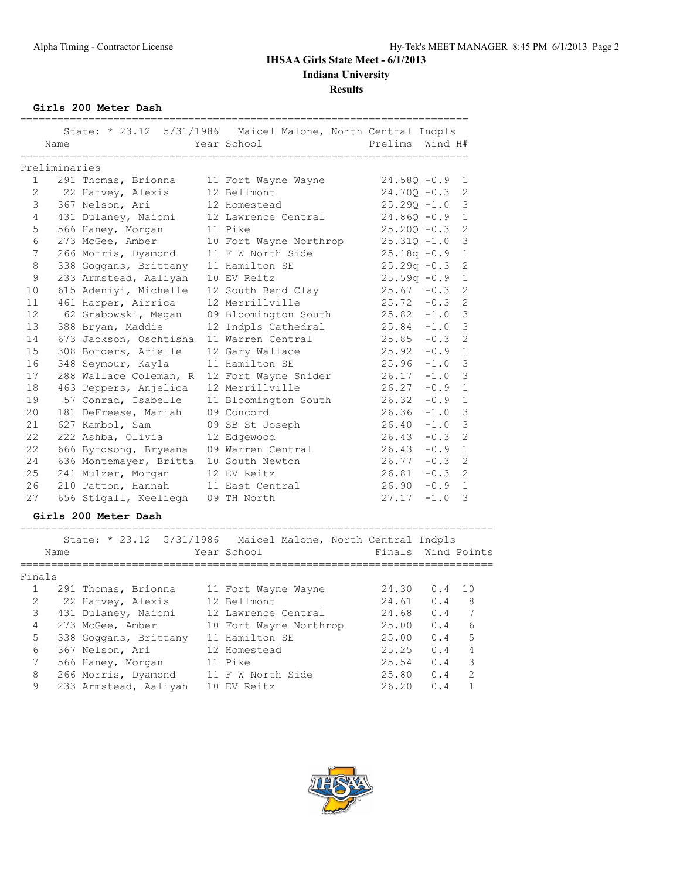# IHSAA Girls State Meet - 6/1/2013

## Indiana University

## Results

### Girls 200 Meter Dash

State: * 23.12 5/31/1986 Maicel Malone, North Central Indpls

**Preliminaries**

| | | Name | Year | School | Prelims | Wind | H# |
|---|---|---|---|---|---|---|---|
| 1 | 291 | Thomas, Brionna | 11 | Fort Wayne Wayne | 24.58Q | -0.9 | 1 |
| 2 | 22 | Harvey, Alexis | 12 | Bellmont | 24.70Q | -0.3 | 2 |
| 3 | 367 | Nelson, Ari | 12 | Homestead | 25.29Q | -1.0 | 3 |
| 4 | 431 | Dulaney, Naiomi | 12 | Lawrence Central | 24.86Q | -0.9 | 1 |
| 5 | 566 | Haney, Morgan | 11 | Pike | 25.20Q | -0.3 | 2 |
| 6 | 273 | McGee, Amber | 10 | Fort Wayne Northrop | 25.31Q | -1.0 | 3 |
| 7 | 266 | Morris, Dyamond | 11 | F W North Side | 25.18q | -0.9 | 1 |
| 8 | 338 | Goggans, Brittany | 11 | Hamilton SE | 25.29q | -0.3 | 2 |
| 9 | 233 | Armstead, Aaliyah | 10 | EV Reitz | 25.59q | -0.9 | 1 |
| 10 | 615 | Adeniyi, Michelle | 12 | South Bend Clay | 25.67 | -0.3 | 2 |
| 11 | 461 | Harper, Airrica | 12 | Merrillville | 25.72 | -0.3 | 2 |
| 12 | 62 | Grabowski, Megan | 09 | Bloomington South | 25.82 | -1.0 | 3 |
| 13 | 388 | Bryan, Maddie | 12 | Indpls Cathedral | 25.84 | -1.0 | 3 |
| 14 | 673 | Jackson, Oschtisha | 11 | Warren Central | 25.85 | -0.3 | 2 |
| 15 | 308 | Borders, Arielle | 12 | Gary Wallace | 25.92 | -0.9 | 1 |
| 16 | 348 | Seymour, Kayla | 11 | Hamilton SE | 25.96 | -1.0 | 3 |
| 17 | 288 | Wallace Coleman, R | 12 | Fort Wayne Snider | 26.17 | -1.0 | 3 |
| 18 | 463 | Peppers, Anjelica | 12 | Merrillville | 26.27 | -0.9 | 1 |
| 19 | 57 | Conrad, Isabelle | 11 | Bloomington South | 26.32 | -0.9 | 1 |
| 20 | 181 | DeFreese, Mariah | 09 | Concord | 26.36 | -1.0 | 3 |
| 21 | 627 | Kambol, Sam | 09 | SB St Joseph | 26.40 | -1.0 | 3 |
| 22 | 222 | Ashba, Olivia | 12 | Edgewood | 26.43 | -0.3 | 2 |
| 22 | 666 | Byrdsong, Bryeana | 09 | Warren Central | 26.43 | -0.9 | 1 |
| 24 | 636 | Montemayer, Britta | 10 | South Newton | 26.77 | -0.3 | 2 |
| 25 | 241 | Mulzer, Morgan | 12 | EV Reitz | 26.81 | -0.3 | 2 |
| 26 | 210 | Patton, Hannah | 11 | East Central | 26.90 | -0.9 | 1 |
| 27 | 656 | Stigall, Keeliegh | 09 | TH North | 27.17 | -1.0 | 3 |

### Girls 200 Meter Dash

State: * 23.12 5/31/1986 Maicel Malone, North Central Indpls

**Finals**

| | | Name | Year | School | Finals | Wind | Points |
|---|---|---|---|---|---|---|---|
| 1 | 291 | Thomas, Brionna | 11 | Fort Wayne Wayne | 24.30 | 0.4 | 10 |
| 2 | 22 | Harvey, Alexis | 12 | Bellmont | 24.61 | 0.4 | 8 |
| 3 | 431 | Dulaney, Naiomi | 12 | Lawrence Central | 24.68 | 0.4 | 7 |
| 4 | 273 | McGee, Amber | 10 | Fort Wayne Northrop | 25.00 | 0.4 | 6 |
| 5 | 338 | Goggans, Brittany | 11 | Hamilton SE | 25.00 | 0.4 | 5 |
| 6 | 367 | Nelson, Ari | 12 | Homestead | 25.25 | 0.4 | 4 |
| 7 | 566 | Haney, Morgan | 11 | Pike | 25.54 | 0.4 | 3 |
| 8 | 266 | Morris, Dyamond | 11 | F W North Side | 25.80 | 0.4 | 2 |
| 9 | 233 | Armstead, Aaliyah | 10 | EV Reitz | 26.20 | 0.4 | 1 |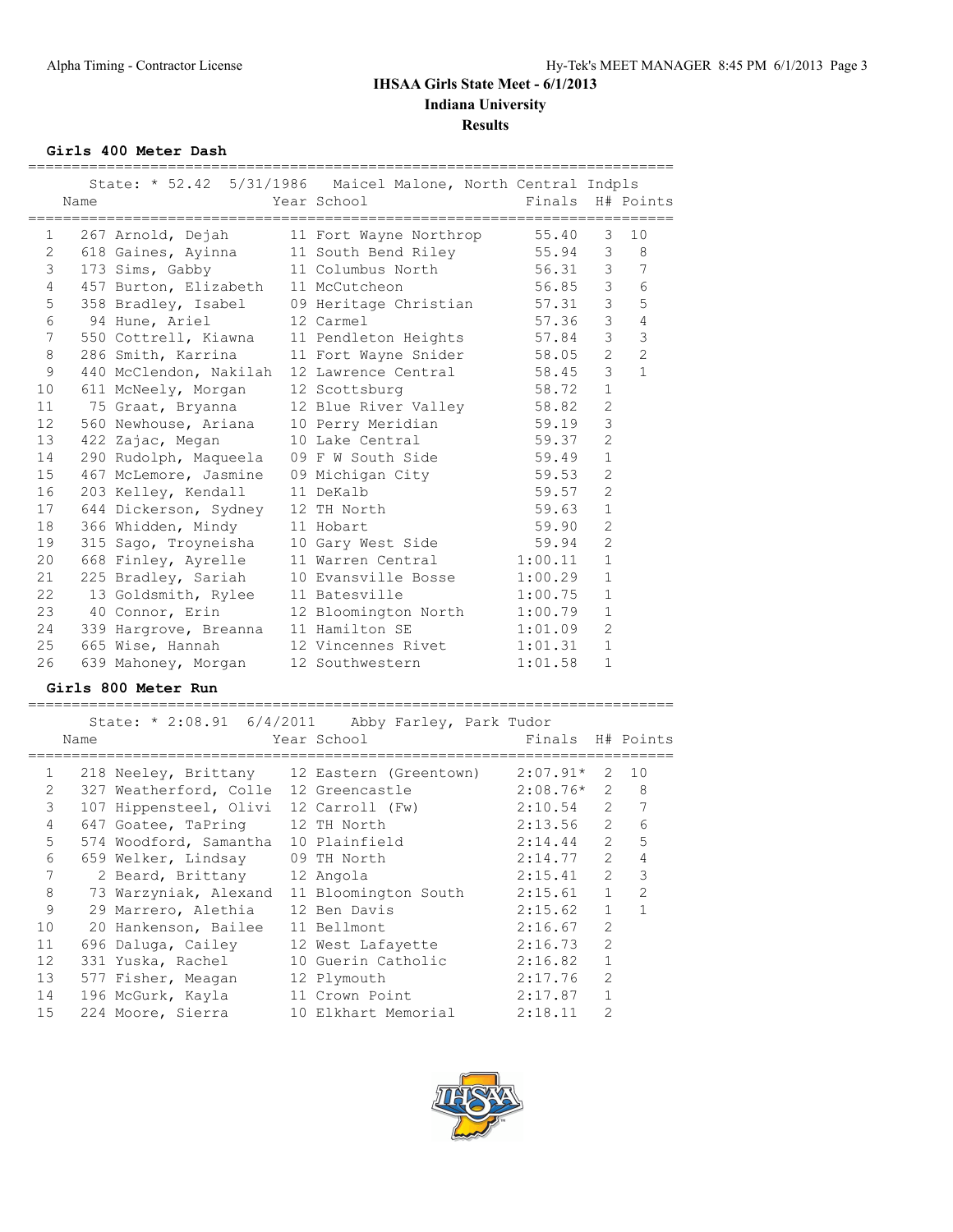# IHSAA Girls State Meet - 6/1/2013

## Indiana University

### Results

**Girls 400 Meter Dash**

State: * 52.42 5/31/1986 Maicel Malone, North Central Indpls

| Place | Name | Year | School | Finals | H# | Points |
|---|---|---|---|---|---|---|
| 1 | 267 Arnold, Dejah | 11 | Fort Wayne Northrop | 55.40 | 3 | 10 |
| 2 | 618 Gaines, Ayinna | 11 | South Bend Riley | 55.94 | 3 | 8 |
| 3 | 173 Sims, Gabby | 11 | Columbus North | 56.31 | 3 | 7 |
| 4 | 457 Burton, Elizabeth | 11 | McCutcheon | 56.85 | 3 | 6 |
| 5 | 358 Bradley, Isabel | 09 | Heritage Christian | 57.31 | 3 | 5 |
| 6 | 94 Hune, Ariel | 12 | Carmel | 57.36 | 3 | 4 |
| 7 | 550 Cottrell, Kiawna | 11 | Pendleton Heights | 57.84 | 3 | 3 |
| 8 | 286 Smith, Karrina | 11 | Fort Wayne Snider | 58.05 | 2 | 2 |
| 9 | 440 McClendon, Nakilah | 12 | Lawrence Central | 58.45 | 3 | 1 |
| 10 | 611 McNeely, Morgan | 12 | Scottsburg | 58.72 | 1 | |
| 11 | 75 Graat, Bryanna | 12 | Blue River Valley | 58.82 | 2 | |
| 12 | 560 Newhouse, Ariana | 10 | Perry Meridian | 59.19 | 3 | |
| 13 | 422 Zajac, Megan | 10 | Lake Central | 59.37 | 2 | |
| 14 | 290 Rudolph, Maqueela | 09 | F W South Side | 59.49 | 1 | |
| 15 | 467 McLemore, Jasmine | 09 | Michigan City | 59.53 | 2 | |
| 16 | 203 Kelley, Kendall | 11 | DeKalb | 59.57 | 2 | |
| 17 | 644 Dickerson, Sydney | 12 | TH North | 59.63 | 1 | |
| 18 | 366 Whidden, Mindy | 11 | Hobart | 59.90 | 2 | |
| 19 | 315 Sago, Troyneisha | 10 | Gary West Side | 59.94 | 2 | |
| 20 | 668 Finley, Ayrelle | 11 | Warren Central | 1:00.11 | 1 | |
| 21 | 225 Bradley, Sariah | 10 | Evansville Bosse | 1:00.29 | 1 | |
| 22 | 13 Goldsmith, Rylee | 11 | Batesville | 1:00.75 | 1 | |
| 23 | 40 Connor, Erin | 12 | Bloomington North | 1:00.79 | 1 | |
| 24 | 339 Hargrove, Breanna | 11 | Hamilton SE | 1:01.09 | 2 | |
| 25 | 665 Wise, Hannah | 12 | Vincennes Rivet | 1:01.31 | 1 | |
| 26 | 639 Mahoney, Morgan | 12 | Southwestern | 1:01.58 | 1 | |

**Girls 800 Meter Run**

State: * 2:08.91 6/4/2011 Abby Farley, Park Tudor

| Place | Name | Year | School | Finals | H# | Points |
|---|---|---|---|---|---|---|
| 1 | 218 Neeley, Brittany | 12 | Eastern (Greentown) | 2:07.91* | 2 | 10 |
| 2 | 327 Weatherford, Colle | 12 | Greencastle | 2:08.76* | 2 | 8 |
| 3 | 107 Hippensteel, Olivi | 12 | Carroll (Fw) | 2:10.54 | 2 | 7 |
| 4 | 647 Goatee, TaPring | 12 | TH North | 2:13.56 | 2 | 6 |
| 5 | 574 Woodford, Samantha | 10 | Plainfield | 2:14.44 | 2 | 5 |
| 6 | 659 Welker, Lindsay | 09 | TH North | 2:14.77 | 2 | 4 |
| 7 | 2 Beard, Brittany | 12 | Angola | 2:15.41 | 2 | 3 |
| 8 | 73 Warzyniak, Alexand | 11 | Bloomington South | 2:15.61 | 1 | 2 |
| 9 | 29 Marrero, Alethia | 12 | Ben Davis | 2:15.62 | 1 | 1 |
| 10 | 20 Hankenson, Bailee | 11 | Bellmont | 2:16.67 | 2 | |
| 11 | 696 Daluga, Cailey | 12 | West Lafayette | 2:16.73 | 2 | |
| 12 | 331 Yuska, Rachel | 10 | Guerin Catholic | 2:16.82 | 1 | |
| 13 | 577 Fisher, Meagan | 12 | Plymouth | 2:17.76 | 2 | |
| 14 | 196 McGurk, Kayla | 11 | Crown Point | 2:17.87 | 1 | |
| 15 | 224 Moore, Sierra | 10 | Elkhart Memorial | 2:18.11 | 2 | |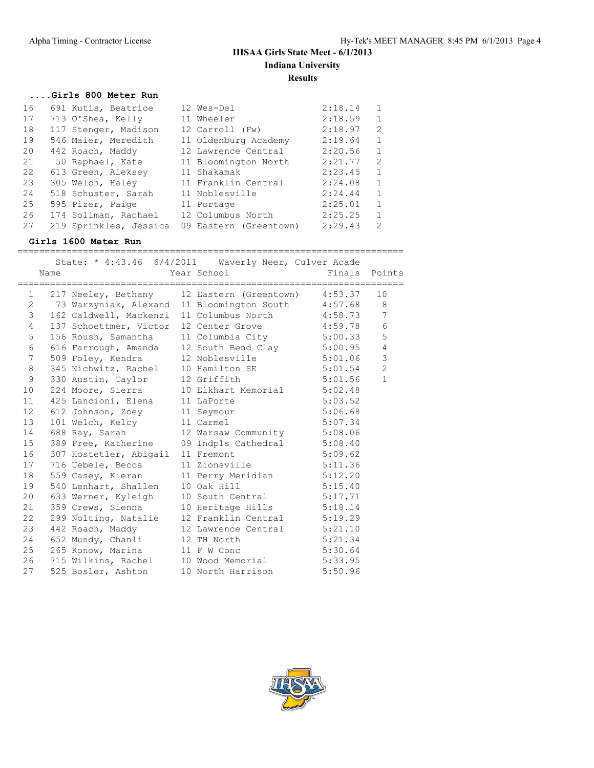# IHSAA Girls State Meet - 6/1/2013

## Indiana University

## Results

### ....Girls 800 Meter Run

| Place | Name | Year | School | Finals | Heat |
|---|---|---|---|---|---|
| 16 | 691 Kutis, Beatrice | 12 | Wes-Del | 2:18.14 | 1 |
| 17 | 713 O'Shea, Kelly | 11 | Wheeler | 2:18.59 | 1 |
| 18 | 117 Stenger, Madison | 12 | Carroll (Fw) | 2:18.97 | 2 |
| 19 | 546 Maier, Meredith | 11 | Oldenburg Academy | 2:19.64 | 1 |
| 20 | 442 Roach, Maddy | 12 | Lawrence Central | 2:20.56 | 1 |
| 21 | 50 Raphael, Kate | 11 | Bloomington North | 2:21.77 | 2 |
| 22 | 613 Green, Aleksey | 11 | Shakamak | 2:23.45 | 1 |
| 23 | 305 Welch, Haley | 11 | Franklin Central | 2:24.08 | 1 |
| 24 | 518 Schuster, Sarah | 11 | Noblesville | 2:24.44 | 1 |
| 25 | 595 Pizer, Paige | 11 | Portage | 2:25.01 | 1 |
| 26 | 174 Sollman, Rachael | 12 | Columbus North | 2:25.25 | 1 |
| 27 | 219 Sprinkles, Jessica | 09 | Eastern (Greentown) | 2:29.43 | 2 |

### Girls 1600 Meter Run

State: * 4:43.46 6/4/2011 Waverly Neer, Culver Acade

| Place | Name | Year | School | Finals | Points |
|---|---|---|---|---|---|
| 1 | 217 Neeley, Bethany | 12 | Eastern (Greentown) | 4:53.37 | 10 |
| 2 | 73 Warzyniak, Alexand | 11 | Bloomington South | 4:57.68 | 8 |
| 3 | 162 Caldwell, Mackenzi | 11 | Columbus North | 4:58.73 | 7 |
| 4 | 137 Schoettmer, Victor | 12 | Center Grove | 4:59.78 | 6 |
| 5 | 156 Roush, Samantha | 11 | Columbia City | 5:00.33 | 5 |
| 6 | 616 Farrough, Amanda | 12 | South Bend Clay | 5:00.95 | 4 |
| 7 | 509 Foley, Kendra | 12 | Noblesville | 5:01.06 | 3 |
| 8 | 345 Nichwitz, Rachel | 10 | Hamilton SE | 5:01.54 | 2 |
| 9 | 330 Austin, Taylor | 12 | Griffith | 5:01.56 | 1 |
| 10 | 224 Moore, Sierra | 10 | Elkhart Memorial | 5:02.48 | |
| 11 | 425 Lancioni, Elena | 11 | LaPorte | 5:03.52 | |
| 12 | 612 Johnson, Zoey | 11 | Seymour | 5:06.68 | |
| 13 | 101 Welch, Kelcy | 11 | Carmel | 5:07.34 | |
| 14 | 688 Ray, Sarah | 12 | Warsaw Community | 5:08.06 | |
| 15 | 389 Free, Katherine | 09 | Indpls Cathedral | 5:08.40 | |
| 16 | 307 Hostetler, Abigail | 11 | Fremont | 5:09.62 | |
| 17 | 716 Uebele, Becca | 11 | Zionsville | 5:11.36 | |
| 18 | 559 Casey, Kieran | 11 | Perry Meridian | 5:12.20 | |
| 19 | 540 Lenhart, Shallen | 10 | Oak Hill | 5:15.40 | |
| 20 | 633 Werner, Kyleigh | 10 | South Central | 5:17.71 | |
| 21 | 359 Crews, Sienna | 10 | Heritage Hills | 5:18.14 | |
| 22 | 299 Nolting, Natalie | 12 | Franklin Central | 5:19.29 | |
| 23 | 442 Roach, Maddy | 12 | Lawrence Central | 5:21.10 | |
| 24 | 652 Mundy, Chanli | 12 | TH North | 5:21.34 | |
| 25 | 265 Konow, Marina | 11 | F W Conc | 5:30.64 | |
| 26 | 715 Wilkins, Rachel | 10 | Wood Memorial | 5:33.95 | |
| 27 | 525 Bosler, Ashton | 10 | North Harrison | 5:50.96 | |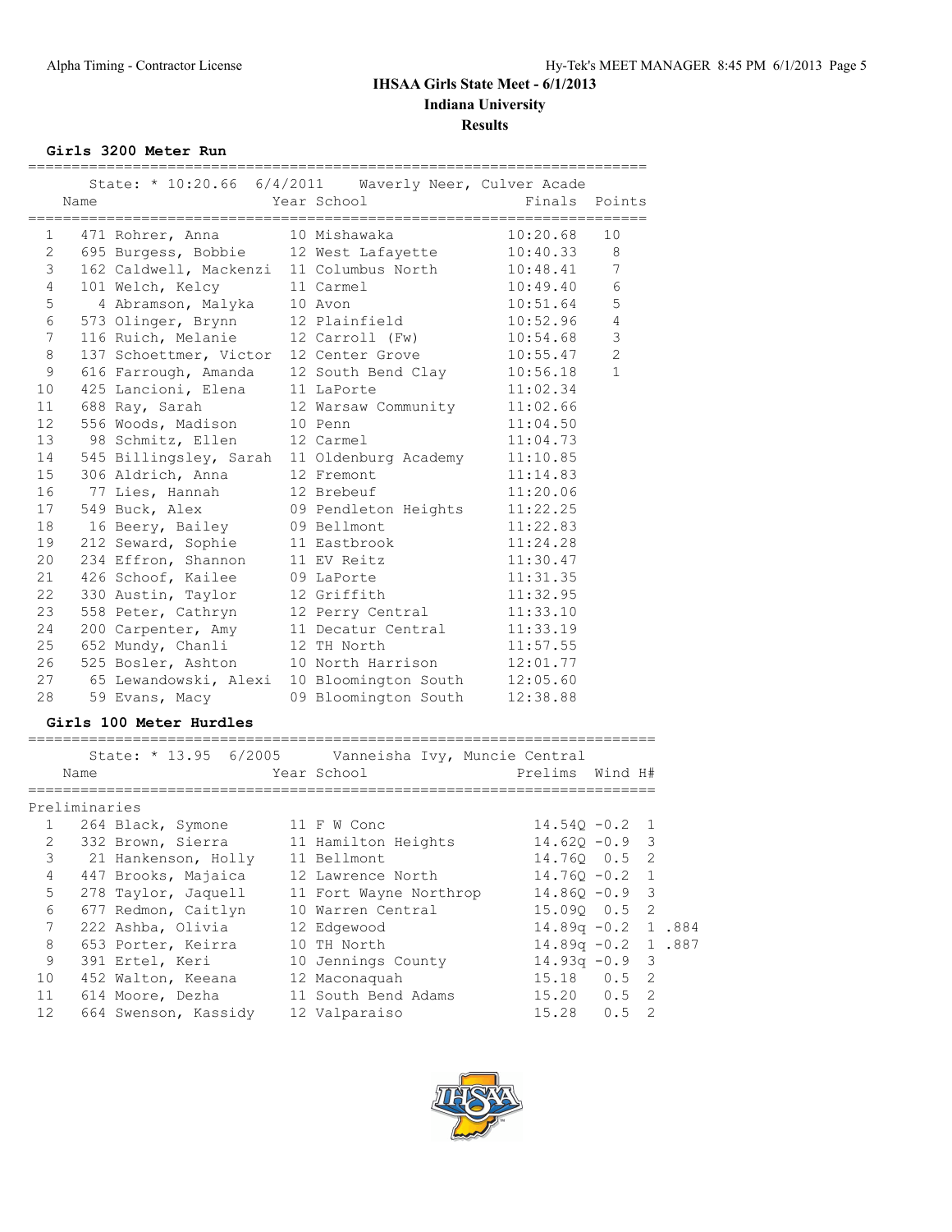## IHSAA Girls State Meet - 6/1/2013

### Indiana University

### Results

#### Girls 3200 Meter Run

State: * 10:20.66 6/4/2011 Waverly Neer, Culver Acade

| | # | Name | Year | School | Finals | Points |
|---|---|---|---|---|---|---|
| 1 | 471 | Rohrer, Anna | 10 | Mishawaka | 10:20.68 | 10 |
| 2 | 695 | Burgess, Bobbie | 12 | West Lafayette | 10:40.33 | 8 |
| 3 | 162 | Caldwell, Mackenzi | 11 | Columbus North | 10:48.41 | 7 |
| 4 | 101 | Welch, Kelcy | 11 | Carmel | 10:49.40 | 6 |
| 5 | 4 | Abramson, Malyka | 10 | Avon | 10:51.64 | 5 |
| 6 | 573 | Olinger, Brynn | 12 | Plainfield | 10:52.96 | 4 |
| 7 | 116 | Ruich, Melanie | 12 | Carroll (Fw) | 10:54.68 | 3 |
| 8 | 137 | Schoettmer, Victor | 12 | Center Grove | 10:55.47 | 2 |
| 9 | 616 | Farrough, Amanda | 12 | South Bend Clay | 10:56.18 | 1 |
| 10 | 425 | Lancioni, Elena | 11 | LaPorte | 11:02.34 | |
| 11 | 688 | Ray, Sarah | 12 | Warsaw Community | 11:02.66 | |
| 12 | 556 | Woods, Madison | 10 | Penn | 11:04.50 | |
| 13 | 98 | Schmitz, Ellen | 12 | Carmel | 11:04.73 | |
| 14 | 545 | Billingsley, Sarah | 11 | Oldenburg Academy | 11:10.85 | |
| 15 | 306 | Aldrich, Anna | 12 | Fremont | 11:14.83 | |
| 16 | 77 | Lies, Hannah | 12 | Brebeuf | 11:20.06 | |
| 17 | 549 | Buck, Alex | 09 | Pendleton Heights | 11:22.25 | |
| 18 | 16 | Beery, Bailey | 09 | Bellmont | 11:22.83 | |
| 19 | 212 | Seward, Sophie | 11 | Eastbrook | 11:24.28 | |
| 20 | 234 | Effron, Shannon | 11 | EV Reitz | 11:30.47 | |
| 21 | 426 | Schoof, Kailee | 09 | LaPorte | 11:31.35 | |
| 22 | 330 | Austin, Taylor | 12 | Griffith | 11:32.95 | |
| 23 | 558 | Peter, Cathryn | 12 | Perry Central | 11:33.10 | |
| 24 | 200 | Carpenter, Amy | 11 | Decatur Central | 11:33.19 | |
| 25 | 652 | Mundy, Chanli | 12 | TH North | 11:57.55 | |
| 26 | 525 | Bosler, Ashton | 10 | North Harrison | 12:01.77 | |
| 27 | 65 | Lewandowski, Alexi | 10 | Bloomington South | 12:05.60 | |
| 28 | 59 | Evans, Macy | 09 | Bloomington South | 12:38.88 | |

#### Girls 100 Meter Hurdles

State: * 13.95 6/2005 Vanneisha Ivy, Muncie Central

Preliminaries

| | # | Name | Year | School | Prelims | Wind | H# | |
|---|---|---|---|---|---|---|---|---|
| 1 | 264 | Black, Symone | 11 | F W Conc | 14.54Q | -0.2 | 1 | |
| 2 | 332 | Brown, Sierra | 11 | Hamilton Heights | 14.62Q | -0.9 | 3 | |
| 3 | 21 | Hankenson, Holly | 11 | Bellmont | 14.76Q | 0.5 | 2 | |
| 4 | 447 | Brooks, Majaica | 12 | Lawrence North | 14.76Q | -0.2 | 1 | |
| 5 | 278 | Taylor, Jaquell | 11 | Fort Wayne Northrop | 14.86Q | -0.9 | 3 | |
| 6 | 677 | Redmon, Caitlyn | 10 | Warren Central | 15.09Q | 0.5 | 2 | |
| 7 | 222 | Ashba, Olivia | 12 | Edgewood | 14.89q | -0.2 | 1 | .884 |
| 8 | 653 | Porter, Keirra | 10 | TH North | 14.89q | -0.2 | 1 | .887 |
| 9 | 391 | Ertel, Keri | 10 | Jennings County | 14.93q | -0.9 | 3 | |
| 10 | 452 | Walton, Keeana | 12 | Maconaquah | 15.18 | 0.5 | 2 | |
| 11 | 614 | Moore, Dezha | 11 | South Bend Adams | 15.20 | 0.5 | 2 | |
| 12 | 664 | Swenson, Kassidy | 12 | Valparaiso | 15.28 | 0.5 | 2 | |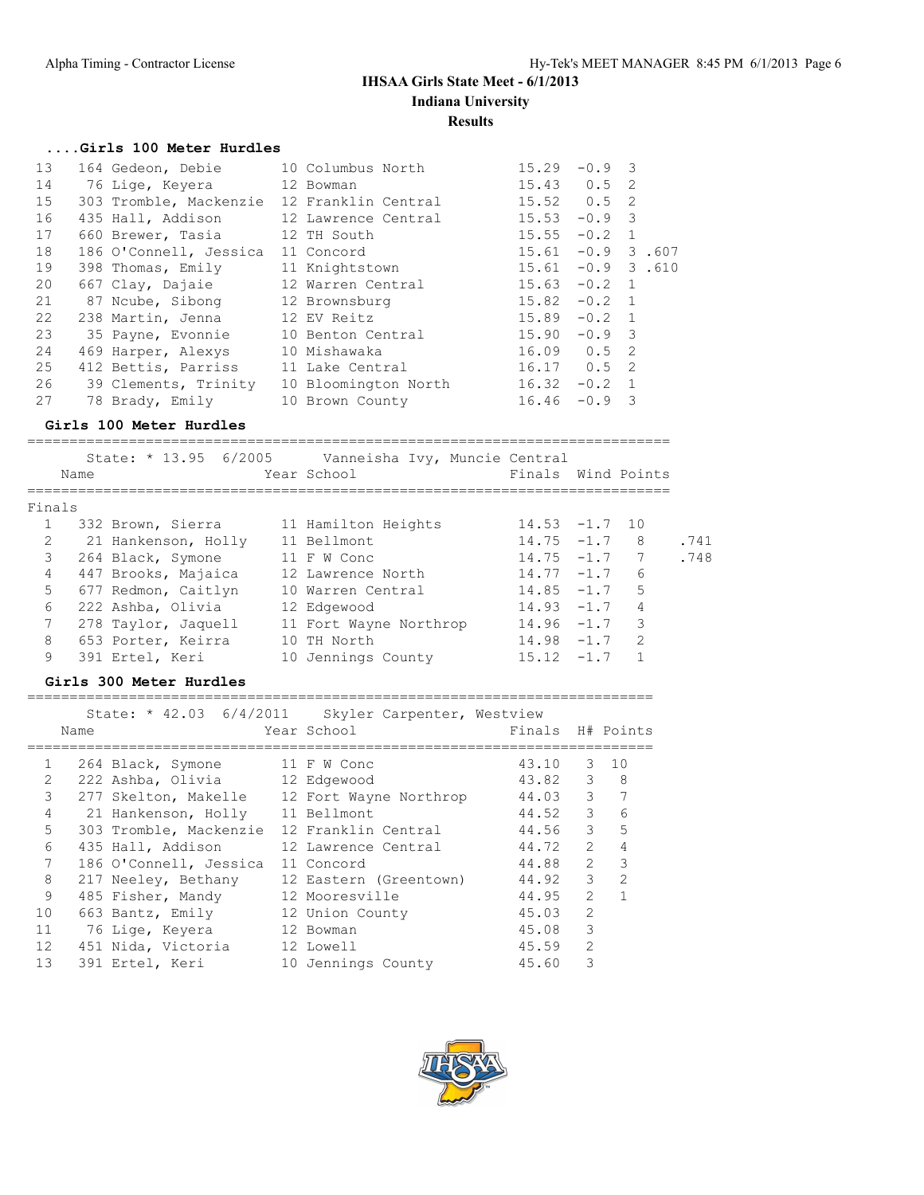**IHSAA Girls State Meet - 6/1/2013**

**Indiana University**

**Results**

### ....Girls 100 Meter Hurdles

| | | Name | Year | School | Finals | Wind | H# | |
|---|---|---|---|---|---|---|---|---|
| 13 | 164 | Gedeon, Debie | 10 | Columbus North | 15.29 | -0.9 | 3 | |
| 14 | 76 | Lige, Keyera | 12 | Bowman | 15.43 | 0.5 | 2 | |
| 15 | 303 | Tromble, Mackenzie | 12 | Franklin Central | 15.52 | 0.5 | 2 | |
| 16 | 435 | Hall, Addison | 12 | Lawrence Central | 15.53 | -0.9 | 3 | |
| 17 | 660 | Brewer, Tasia | 12 | TH South | 15.55 | -0.2 | 1 | |
| 18 | 186 | O'Connell, Jessica | 11 | Concord | 15.61 | -0.9 | 3 | .607 |
| 19 | 398 | Thomas, Emily | 11 | Knightstown | 15.61 | -0.9 | 3 | .610 |
| 20 | 667 | Clay, Dajaie | 12 | Warren Central | 15.63 | -0.2 | 1 | |
| 21 | 87 | Ncube, Sibong | 12 | Brownsburg | 15.82 | -0.2 | 1 | |
| 22 | 238 | Martin, Jenna | 12 | EV Reitz | 15.89 | -0.2 | 1 | |
| 23 | 35 | Payne, Evonnie | 10 | Benton Central | 15.90 | -0.9 | 3 | |
| 24 | 469 | Harper, Alexys | 10 | Mishawaka | 16.09 | 0.5 | 2 | |
| 25 | 412 | Bettis, Parriss | 11 | Lake Central | 16.17 | 0.5 | 2 | |
| 26 | 39 | Clements, Trinity | 10 | Bloomington North | 16.32 | -0.2 | 1 | |
| 27 | 78 | Brady, Emily | 10 | Brown County | 16.46 | -0.9 | 3 | |

### Girls 100 Meter Hurdles

State: * 13.95 6/2005 Vanneisha Ivy, Muncie Central

Finals

| | | Name | Year | School | Finals | Wind | Points | |
|---|---|---|---|---|---|---|---|---|
| 1 | 332 | Brown, Sierra | 11 | Hamilton Heights | 14.53 | -1.7 | 10 | |
| 2 | 21 | Hankenson, Holly | 11 | Bellmont | 14.75 | -1.7 | 8 | .741 |
| 3 | 264 | Black, Symone | 11 | F W Conc | 14.75 | -1.7 | 7 | .748 |
| 4 | 447 | Brooks, Majaica | 12 | Lawrence North | 14.77 | -1.7 | 6 | |
| 5 | 677 | Redmon, Caitlyn | 10 | Warren Central | 14.85 | -1.7 | 5 | |
| 6 | 222 | Ashba, Olivia | 12 | Edgewood | 14.93 | -1.7 | 4 | |
| 7 | 278 | Taylor, Jaquell | 11 | Fort Wayne Northrop | 14.96 | -1.7 | 3 | |
| 8 | 653 | Porter, Keirra | 10 | TH North | 14.98 | -1.7 | 2 | |
| 9 | 391 | Ertel, Keri | 10 | Jennings County | 15.12 | -1.7 | 1 | |

### Girls 300 Meter Hurdles

State: * 42.03 6/4/2011 Skyler Carpenter, Westview

| | | Name | Year | School | Finals | H# | Points |
|---|---|---|---|---|---|---|---|
| 1 | 264 | Black, Symone | 11 | F W Conc | 43.10 | 3 | 10 |
| 2 | 222 | Ashba, Olivia | 12 | Edgewood | 43.82 | 3 | 8 |
| 3 | 277 | Skelton, Makelle | 12 | Fort Wayne Northrop | 44.03 | 3 | 7 |
| 4 | 21 | Hankenson, Holly | 11 | Bellmont | 44.52 | 3 | 6 |
| 5 | 303 | Tromble, Mackenzie | 12 | Franklin Central | 44.56 | 3 | 5 |
| 6 | 435 | Hall, Addison | 12 | Lawrence Central | 44.72 | 2 | 4 |
| 7 | 186 | O'Connell, Jessica | 11 | Concord | 44.88 | 2 | 3 |
| 8 | 217 | Neeley, Bethany | 12 | Eastern (Greentown) | 44.92 | 3 | 2 |
| 9 | 485 | Fisher, Mandy | 12 | Mooresville | 44.95 | 2 | 1 |
| 10 | 663 | Bantz, Emily | 12 | Union County | 45.03 | 2 | |
| 11 | 76 | Lige, Keyera | 12 | Bowman | 45.08 | 3 | |
| 12 | 451 | Nida, Victoria | 12 | Lowell | 45.59 | 2 | |
| 13 | 391 | Ertel, Keri | 10 | Jennings County | 45.60 | 3 | |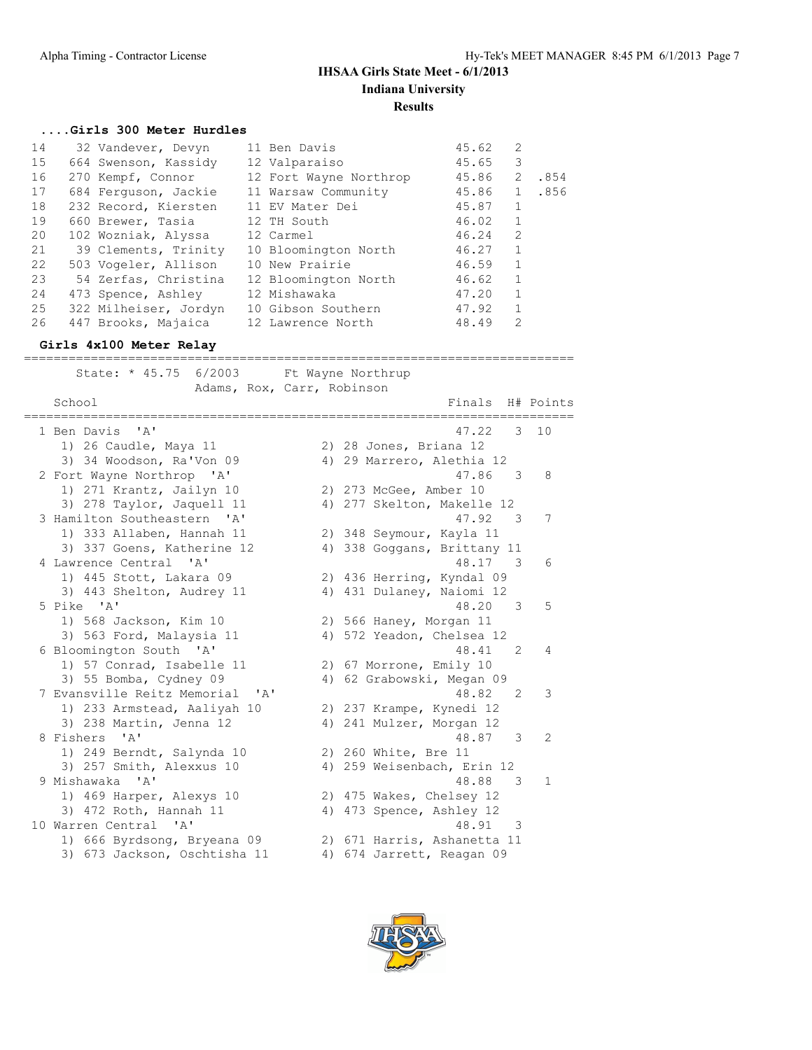**IHSAA Girls State Meet - 6/1/2013**
**Indiana University**
**Results**

### ....Girls 300 Meter Hurdles

| Place | # | Name | Yr | School | Finals | H# | |
|---|---|---|---|---|---|---|---|
| 14 | 32 | Vandever, Devyn | 11 | Ben Davis | 45.62 | 2 | |
| 15 | 664 | Swenson, Kassidy | 12 | Valparaiso | 45.65 | 3 | |
| 16 | 270 | Kempf, Connor | 12 | Fort Wayne Northrop | 45.86 | 2 | .854 |
| 17 | 684 | Ferguson, Jackie | 11 | Warsaw Community | 45.86 | 1 | .856 |
| 18 | 232 | Record, Kiersten | 11 | EV Mater Dei | 45.87 | 1 | |
| 19 | 660 | Brewer, Tasia | 12 | TH South | 46.02 | 1 | |
| 20 | 102 | Wozniak, Alyssa | 12 | Carmel | 46.24 | 2 | |
| 21 | 39 | Clements, Trinity | 10 | Bloomington North | 46.27 | 1 | |
| 22 | 503 | Vogeler, Allison | 10 | New Prairie | 46.59 | 1 | |
| 23 | 54 | Zerfas, Christina | 12 | Bloomington North | 46.62 | 1 | |
| 24 | 473 | Spence, Ashley | 12 | Mishawaka | 47.20 | 1 | |
| 25 | 322 | Milheiser, Jordyn | 10 | Gibson Southern | 47.92 | 1 | |
| 26 | 447 | Brooks, Majaica | 12 | Lawrence North | 48.49 | 2 | |

### Girls 4x100 Meter Relay

State: * 45.75 6/2003 Ft Wayne Northrup
Adams, Rox, Carr, Robinson

| Place | School | Finals | H# | Points |
|---|---|---|---|---|
| 1 | Ben Davis 'A' | 47.22 | 3 | 10 |
| | 1) 26 Caudle, Maya 11; 2) 28 Jones, Briana 12; 3) 34 Woodson, Ra'Von 09; 4) 29 Marrero, Alethia 12 | | | |
| 2 | Fort Wayne Northrop 'A' | 47.86 | 3 | 8 |
| | 1) 271 Krantz, Jailyn 10; 2) 273 McGee, Amber 10; 3) 278 Taylor, Jaquell 11; 4) 277 Skelton, Makelle 12 | | | |
| 3 | Hamilton Southeastern 'A' | 47.92 | 3 | 7 |
| | 1) 333 Allaben, Hannah 11; 2) 348 Seymour, Kayla 11; 3) 337 Goens, Katherine 12; 4) 338 Goggans, Brittany 11 | | | |
| 4 | Lawrence Central 'A' | 48.17 | 3 | 6 |
| | 1) 445 Stott, Lakara 09; 2) 436 Herring, Kyndal 09; 3) 443 Shelton, Audrey 11; 4) 431 Dulaney, Naiomi 12 | | | |
| 5 | Pike 'A' | 48.20 | 3 | 5 |
| | 1) 568 Jackson, Kim 10; 2) 566 Haney, Morgan 11; 3) 563 Ford, Malaysia 11; 4) 572 Yeadon, Chelsea 12 | | | |
| 6 | Bloomington South 'A' | 48.41 | 2 | 4 |
| | 1) 57 Conrad, Isabelle 11; 2) 67 Morrone, Emily 10; 3) 55 Bomba, Cydney 09; 4) 62 Grabowski, Megan 09 | | | |
| 7 | Evansville Reitz Memorial 'A' | 48.82 | 2 | 3 |
| | 1) 233 Armstead, Aaliyah 10; 2) 237 Krampe, Kynedi 12; 3) 238 Martin, Jenna 12; 4) 241 Mulzer, Morgan 12 | | | |
| 8 | Fishers 'A' | 48.87 | 3 | 2 |
| | 1) 249 Berndt, Salynda 10; 2) 260 White, Bre 11; 3) 257 Smith, Alexxus 10; 4) 259 Weisenbach, Erin 12 | | | |
| 9 | Mishawaka 'A' | 48.88 | 3 | 1 |
| | 1) 469 Harper, Alexys 10; 2) 475 Wakes, Chelsey 12; 3) 472 Roth, Hannah 11; 4) 473 Spence, Ashley 12 | | | |
| 10 | Warren Central 'A' | 48.91 | 3 | |
| | 1) 666 Byrdsong, Bryeana 09; 2) 671 Harris, Ashanetta 11; 3) 673 Jackson, Oschtisha 11; 4) 674 Jarrett, Reagan 09 | | | |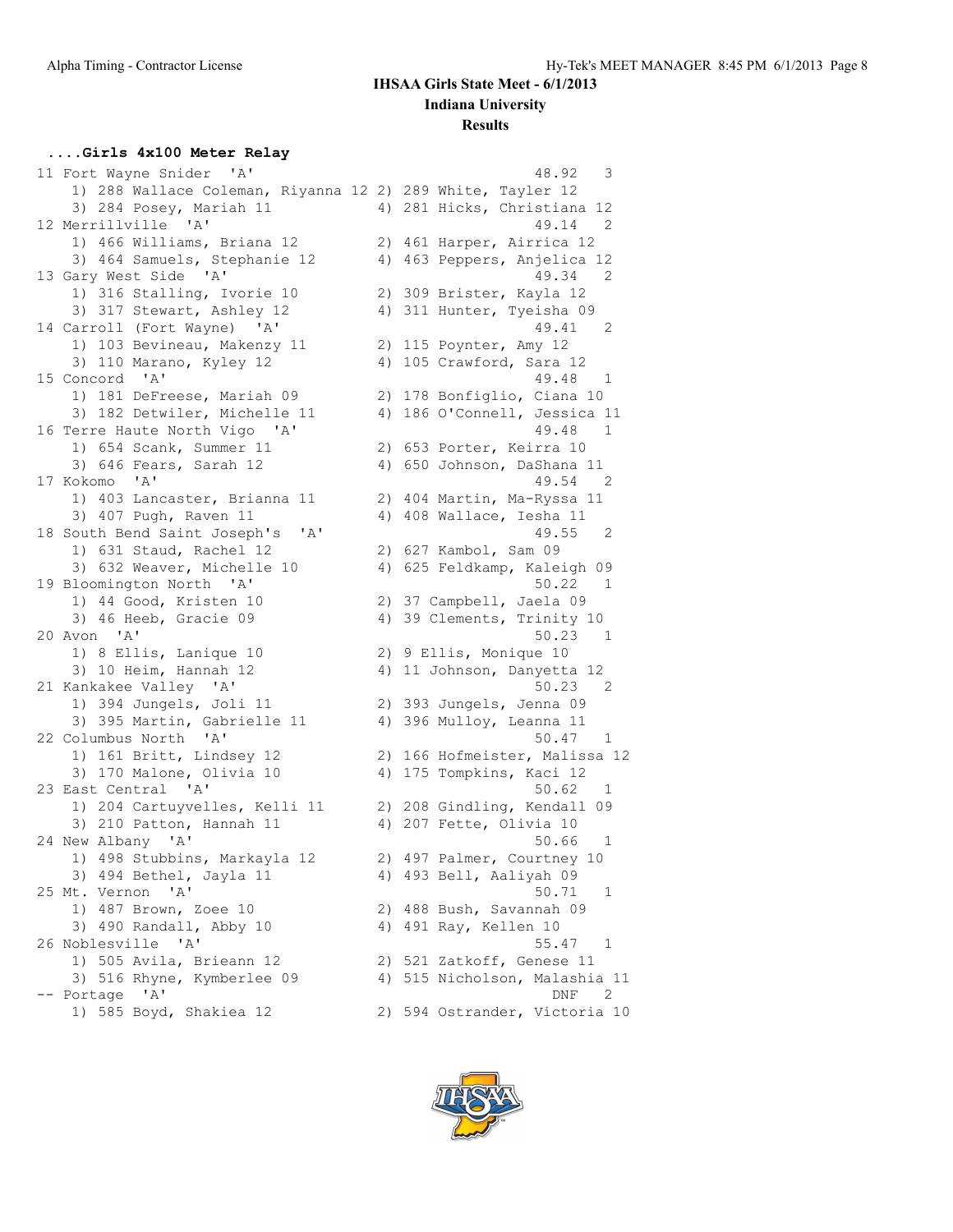### ....Girls 4x100 Meter Relay

```
11 Fort Wayne Snider  'A'                                 48.92   3
    1) 288 Wallace Coleman, Riyanna 12 2) 289 White, Tayler 12
    3) 284 Posey, Mariah 11            4) 281 Hicks, Christiana 12
12 Merrillville  'A'                                      49.14   2
    1) 466 Williams, Briana 12         2) 461 Harper, Airrica 12
    3) 464 Samuels, Stephanie 12       4) 463 Peppers, Anjelica 12
13 Gary West Side  'A'                                    49.34   2
    1) 316 Stalling, Ivorie 10         2) 309 Brister, Kayla 12
    3) 317 Stewart, Ashley 12          4) 311 Hunter, Tyeisha 09
14 Carroll (Fort Wayne)  'A'                              49.41   2
    1) 103 Bevineau, Makenzy 11        2) 115 Poynter, Amy 12
    3) 110 Marano, Kyley 12            4) 105 Crawford, Sara 12
15 Concord  'A'                                           49.48   1
    1) 181 DeFreese, Mariah 09         2) 178 Bonfiglio, Ciana 10
    3) 182 Detwiler, Michelle 11       4) 186 O'Connell, Jessica 11
16 Terre Haute North Vigo  'A'                            49.48   1
    1) 654 Scank, Summer 11            2) 653 Porter, Keirra 10
    3) 646 Fears, Sarah 12             4) 650 Johnson, DaShana 11
17 Kokomo  'A'                                            49.54   2
    1) 403 Lancaster, Brianna 11       2) 404 Martin, Ma-Ryssa 11
    3) 407 Pugh, Raven 11              4) 408 Wallace, Iesha 11
18 South Bend Saint Joseph's  'A'                         49.55   2
    1) 631 Staud, Rachel 12            2) 627 Kambol, Sam 09
    3) 632 Weaver, Michelle 10         4) 625 Feldkamp, Kaleigh 09
19 Bloomington North  'A'                                 50.22   1
    1) 44 Good, Kristen 10             2) 37 Campbell, Jaela 09
    3) 46 Heeb, Gracie 09              4) 39 Clements, Trinity 10
20 Avon  'A'                                              50.23   1
    1) 8 Ellis, Lanique 10             2) 9 Ellis, Monique 10
    3) 10 Heim, Hannah 12              4) 11 Johnson, Danyetta 12
21 Kankakee Valley  'A'                                   50.23   2
    1) 394 Jungels, Joli 11            2) 393 Jungels, Jenna 09
    3) 395 Martin, Gabrielle 11        4) 396 Mulloy, Leanna 11
22 Columbus North  'A'                                    50.47   1
    1) 161 Britt, Lindsey 12           2) 166 Hofmeister, Malissa 12
    3) 170 Malone, Olivia 10           4) 175 Tompkins, Kaci 12
23 East Central  'A'                                      50.62   1
    1) 204 Cartuyvelles, Kelli 11      2) 208 Gindling, Kendall 09
    3) 210 Patton, Hannah 11           4) 207 Fette, Olivia 10
24 New Albany  'A'                                        50.66   1
    1) 498 Stubbins, Markayla 12       2) 497 Palmer, Courtney 10
    3) 494 Bethel, Jayla 11            4) 493 Bell, Aaliyah 09
25 Mt. Vernon  'A'                                        50.71   1
    1) 487 Brown, Zoee 10              2) 488 Bush, Savannah 09
    3) 490 Randall, Abby 10            4) 491 Ray, Kellen 10
26 Noblesville  'A'                                       55.47   1
    1) 505 Avila, Brieann 12           2) 521 Zatkoff, Genese 11
    3) 516 Rhyne, Kymberlee 09         4) 515 Nicholson, Malashia 11
-- Portage  'A'                                             DNF   2
    1) 585 Boyd, Shakiea 12            2) 594 Ostrander, Victoria 10
```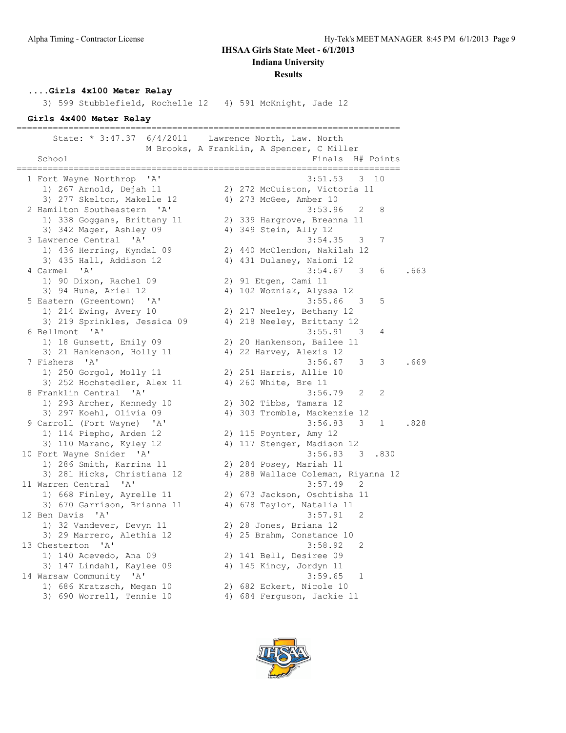## ....Girls 4x100 Meter Relay

3) 599 Stubblefield, Rochelle 12    4) 591 McKnight, Jade 12

## Girls 4x400 Meter Relay

State: * 3:47.37  6/4/2011    Lawrence North, Law. North
M Brooks, A Franklin, A Spencer, C Miller

| Place | School | Finals | H# | Points | |
|---|---|---|---|---|---|
| 1 | Fort Wayne Northrop 'A' | 3:51.53 | 3 | 10 | |
| | 1) 267 Arnold, Dejah 11; 2) 272 McCuiston, Victoria 11; 3) 277 Skelton, Makelle 12; 4) 273 McGee, Amber 10 | | | | |
| 2 | Hamilton Southeastern 'A' | 3:53.96 | 2 | 8 | |
| | 1) 338 Goggans, Brittany 11; 2) 339 Hargrove, Breanna 11; 3) 342 Mager, Ashley 09; 4) 349 Stein, Ally 12 | | | | |
| 3 | Lawrence Central 'A' | 3:54.35 | 3 | 7 | |
| | 1) 436 Herring, Kyndal 09; 2) 440 McClendon, Nakilah 12; 3) 435 Hall, Addison 12; 4) 431 Dulaney, Naiomi 12 | | | | |
| 4 | Carmel 'A' | 3:54.67 | 3 | 6 | .663 |
| | 1) 90 Dixon, Rachel 09; 2) 91 Etgen, Cami 11; 3) 94 Hune, Ariel 12; 4) 102 Wozniak, Alyssa 12 | | | | |
| 5 | Eastern (Greentown) 'A' | 3:55.66 | 3 | 5 | |
| | 1) 214 Ewing, Avery 10; 2) 217 Neeley, Bethany 12; 3) 219 Sprinkles, Jessica 09; 4) 218 Neeley, Brittany 12 | | | | |
| 6 | Bellmont 'A' | 3:55.91 | 3 | 4 | |
| | 1) 18 Gunsett, Emily 09; 2) 20 Hankenson, Bailee 11; 3) 21 Hankenson, Holly 11; 4) 22 Harvey, Alexis 12 | | | | |
| 7 | Fishers 'A' | 3:56.67 | 3 | 3 | .669 |
| | 1) 250 Gorgol, Molly 11; 2) 251 Harris, Allie 10; 3) 252 Hochstedler, Alex 11; 4) 260 White, Bre 11 | | | | |
| 8 | Franklin Central 'A' | 3:56.79 | 2 | 2 | |
| | 1) 293 Archer, Kennedy 10; 2) 302 Tibbs, Tamara 12; 3) 297 Koehl, Olivia 09; 4) 303 Tromble, Mackenzie 12 | | | | |
| 9 | Carroll (Fort Wayne) 'A' | 3:56.83 | 3 | 1 | .828 |
| | 1) 114 Piepho, Arden 12; 2) 115 Poynter, Amy 12; 3) 110 Marano, Kyley 12; 4) 117 Stenger, Madison 12 | | | | |
| 10 | Fort Wayne Snider 'A' | 3:56.83 | 3 | .830 | |
| | 1) 286 Smith, Karrina 11; 2) 284 Posey, Mariah 11; 3) 281 Hicks, Christiana 12; 4) 288 Wallace Coleman, Riyanna 12 | | | | |
| 11 | Warren Central 'A' | 3:57.49 | 2 | | |
| | 1) 668 Finley, Ayrelle 11; 2) 673 Jackson, Oschtisha 11; 3) 670 Garrison, Brianna 11; 4) 678 Taylor, Natalia 11 | | | | |
| 12 | Ben Davis 'A' | 3:57.91 | 2 | | |
| | 1) 32 Vandever, Devyn 11; 2) 28 Jones, Briana 12; 3) 29 Marrero, Alethia 12; 4) 25 Brahm, Constance 10 | | | | |
| 13 | Chesterton 'A' | 3:58.92 | 2 | | |
| | 1) 140 Acevedo, Ana 09; 2) 141 Bell, Desiree 09; 3) 147 Lindahl, Kaylee 09; 4) 145 Kincy, Jordyn 11 | | | | |
| 14 | Warsaw Community 'A' | 3:59.65 | 1 | | |
| | 1) 686 Kratzsch, Megan 10; 2) 682 Eckert, Nicole 10; 3) 690 Worrell, Tennie 10; 4) 684 Ferguson, Jackie 11 | | | | |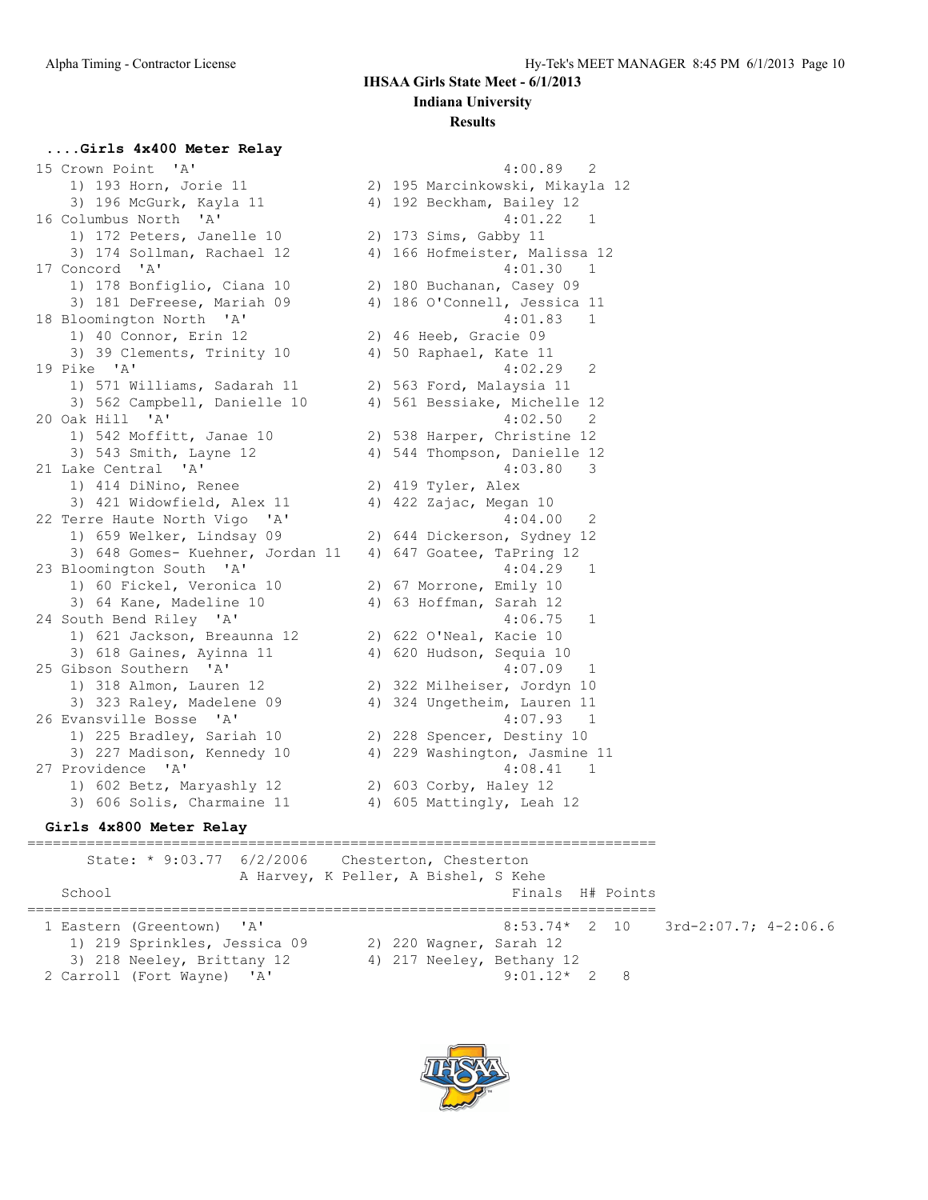# IHSAA Girls State Meet - 6/1/2013

**Indiana University**

**Results**

### ....Girls 4x400 Meter Relay

```
 15 Crown Point  'A'                                    4:00.89   2
     1) 193 Horn, Jorie 11             2) 195 Marcinkowski, Mikayla 12
     3) 196 McGurk, Kayla 11           4) 192 Beckham, Bailey 12
 16 Columbus North  'A'                                 4:01.22   1
     1) 172 Peters, Janelle 10         2) 173 Sims, Gabby 11
     3) 174 Sollman, Rachael 12        4) 166 Hofmeister, Malissa 12
 17 Concord  'A'                                        4:01.30   1
     1) 178 Bonfiglio, Ciana 10        2) 180 Buchanan, Casey 09
     3) 181 DeFreese, Mariah 09        4) 186 O'Connell, Jessica 11
 18 Bloomington North  'A'                              4:01.83   1
     1) 40 Connor, Erin 12             2) 46 Heeb, Gracie 09
     3) 39 Clements, Trinity 10        4) 50 Raphael, Kate 11
 19 Pike  'A'                                           4:02.29   2
     1) 571 Williams, Sadarah 11       2) 563 Ford, Malaysia 11
     3) 562 Campbell, Danielle 10      4) 561 Bessiake, Michelle 12
 20 Oak Hill  'A'                                       4:02.50   2
     1) 542 Moffitt, Janae 10          2) 538 Harper, Christine 12
     3) 543 Smith, Layne 12            4) 544 Thompson, Danielle 12
 21 Lake Central  'A'                                   4:03.80   3
     1) 414 DiNino, Renee              2) 419 Tyler, Alex
     3) 421 Widowfield, Alex 11        4) 422 Zajac, Megan 10
 22 Terre Haute North Vigo  'A'                         4:04.00   2
     1) 659 Welker, Lindsay 09         2) 644 Dickerson, Sydney 12
     3) 648 Gomes- Kuehner, Jordan 11  4) 647 Goatee, TaPring 12
 23 Bloomington South  'A'                              4:04.29   1
     1) 60 Fickel, Veronica 10         2) 67 Morrone, Emily 10
     3) 64 Kane, Madeline 10           4) 63 Hoffman, Sarah 12
 24 South Bend Riley  'A'                               4:06.75   1
     1) 621 Jackson, Breaunna 12       2) 622 O'Neal, Kacie 10
     3) 618 Gaines, Ayinna 11          4) 620 Hudson, Sequia 10
 25 Gibson Southern  'A'                                4:07.09   1
     1) 318 Almon, Lauren 12           2) 322 Milheiser, Jordyn 10
     3) 323 Raley, Madelene 09         4) 324 Ungetheim, Lauren 11
 26 Evansville Bosse  'A'                               4:07.93   1
     1) 225 Bradley, Sariah 10         2) 228 Spencer, Destiny 10
     3) 227 Madison, Kennedy 10        4) 229 Washington, Jasmine 11
 27 Providence  'A'                                     4:08.41   1
     1) 602 Betz, Maryashly 12         2) 603 Corby, Haley 12
     3) 606 Solis, Charmaine 11        4) 605 Mattingly, Leah 12
```

### Girls 4x800 Meter Relay

```
=========================================================================
       State: * 9:03.77  6/2/2006    Chesterton, Chesterton
                      A Harvey, K Peller, A Bishel, S Kehe
    School                                           Finals  H# Points
=========================================================================
  1 Eastern (Greentown)  'A'                        8:53.74*  2  10    3rd-2:07.7; 4-2:06.6
     1) 219 Sprinkles, Jessica 09      2) 220 Wagner, Sarah 12
     3) 218 Neeley, Brittany 12        4) 217 Neeley, Bethany 12
  2 Carroll (Fort Wayne)  'A'                       9:01.12*  2   8
```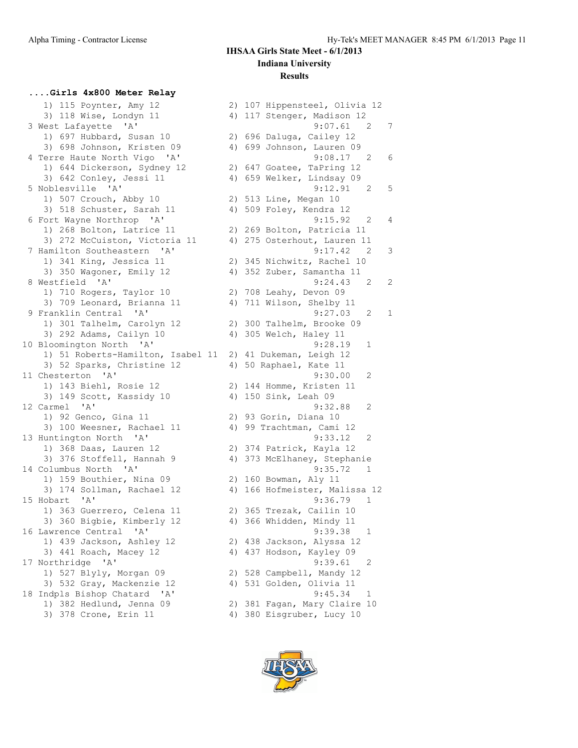# IHSAA Girls State Meet - 6/1/2013

## Indiana University

### Results

**....Girls 4x800 Meter Relay**

```
    1) 115 Poynter, Amy 12              2) 107 Hippensteel, Olivia 12
    3) 118 Wise, Londyn 11              4) 117 Stenger, Madison 12
 3 West Lafayette  'A'                             9:07.61   2    7
    1) 697 Hubbard, Susan 10            2) 696 Daluga, Cailey 12
    3) 698 Johnson, Kristen 09          4) 699 Johnson, Lauren 09
 4 Terre Haute North Vigo  'A'                     9:08.17   2    6
    1) 644 Dickerson, Sydney 12         2) 647 Goatee, TaPring 12
    3) 642 Conley, Jessi 11             4) 659 Welker, Lindsay 09
 5 Noblesville  'A'                                9:12.91   2    5
    1) 507 Crouch, Abby 10              2) 513 Line, Megan 10
    3) 518 Schuster, Sarah 11           4) 509 Foley, Kendra 12
 6 Fort Wayne Northrop  'A'                        9:15.92   2    4
    1) 268 Bolton, Latrice 11           2) 269 Bolton, Patricia 11
    3) 272 McCuiston, Victoria 11       4) 275 Osterhout, Lauren 11
 7 Hamilton Southeastern  'A'                      9:17.42   2    3
    1) 341 King, Jessica 11             2) 345 Nichwitz, Rachel 10
    3) 350 Wagoner, Emily 12            4) 352 Zuber, Samantha 11
 8 Westfield  'A'                                  9:24.43   2    2
    1) 710 Rogers, Taylor 10            2) 708 Leahy, Devon 09
    3) 709 Leonard, Brianna 11          4) 711 Wilson, Shelby 11
 9 Franklin Central  'A'                           9:27.03   2    1
    1) 301 Talhelm, Carolyn 12          2) 300 Talhelm, Brooke 09
    3) 292 Adams, Cailyn 10             4) 305 Welch, Haley 11
10 Bloomington North  'A'                          9:28.19   1
    1) 51 Roberts-Hamilton, Isabel 11  2) 41 Dukeman, Leigh 12
    3) 52 Sparks, Christine 12          4) 50 Raphael, Kate 11
11 Chesterton  'A'                                 9:30.00   2
    1) 143 Biehl, Rosie 12              2) 144 Homme, Kristen 11
    3) 149 Scott, Kassidy 10            4) 150 Sink, Leah 09
12 Carmel  'A'                                     9:32.88   2
    1) 92 Genco, Gina 11                2) 93 Gorin, Diana 10
    3) 100 Weesner, Rachael 11          4) 99 Trachtman, Cami 12
13 Huntington North  'A'                           9:33.12   2
    1) 368 Daas, Lauren 12              2) 374 Patrick, Kayla 12
    3) 376 Stoffell, Hannah 9           4) 373 McElhaney, Stephanie
14 Columbus North  'A'                             9:35.72   1
    1) 159 Bouthier, Nina 09            2) 160 Bowman, Aly 11
    3) 174 Sollman, Rachael 12          4) 166 Hofmeister, Malissa 12
15 Hobart  'A'                                     9:36.79   1
    1) 363 Guerrero, Celena 11          2) 365 Trezak, Cailin 10
    3) 360 Bigbie, Kimberly 12          4) 366 Whidden, Mindy 11
16 Lawrence Central  'A'                           9:39.38   1
    1) 439 Jackson, Ashley 12           2) 438 Jackson, Alyssa 12
    3) 441 Roach, Macey 12              4) 437 Hodson, Kayley 09
17 Northridge  'A'                                 9:39.61   2
    1) 527 Blyly, Morgan 09             2) 528 Campbell, Mandy 12
    3) 532 Gray, Mackenzie 12           4) 531 Golden, Olivia 11
18 Indpls Bishop Chatard  'A'                      9:45.34   1
    1) 382 Hedlund, Jenna 09            2) 381 Fagan, Mary Claire 10
    3) 378 Crone, Erin 11               4) 380 Eisgruber, Lucy 10
```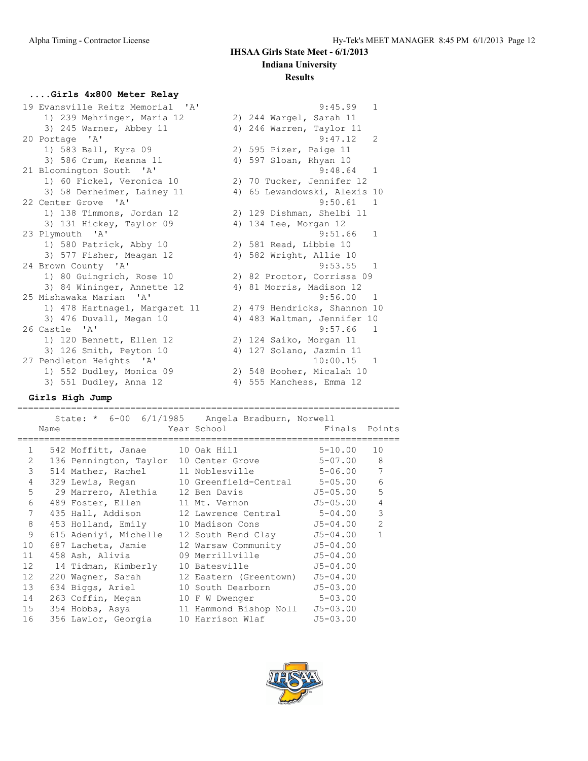### ....Girls 4x800 Meter Relay

| Place | Team | Finals | Points |
|---|---|---|---|
| 19 | Evansville Reitz Memorial 'A' | 9:45.99 | 1 |
| | 1) 239 Mehringer, Maria 12 | 2) 244 Wargel, Sarah 11 | |
| | 3) 245 Warner, Abbey 11 | 4) 246 Warren, Taylor 11 | |
| 20 | Portage 'A' | 9:47.12 | 2 |
| | 1) 583 Ball, Kyra 09 | 2) 595 Pizer, Paige 11 | |
| | 3) 586 Crum, Keanna 11 | 4) 597 Sloan, Rhyan 10 | |
| 21 | Bloomington South 'A' | 9:48.64 | 1 |
| | 1) 60 Fickel, Veronica 10 | 2) 70 Tucker, Jennifer 12 | |
| | 3) 58 Derheimer, Lainey 11 | 4) 65 Lewandowski, Alexis 10 | |
| 22 | Center Grove 'A' | 9:50.61 | 1 |
| | 1) 138 Timmons, Jordan 12 | 2) 129 Dishman, Shelbi 11 | |
| | 3) 131 Hickey, Taylor 09 | 4) 134 Lee, Morgan 12 | |
| 23 | Plymouth 'A' | 9:51.66 | 1 |
| | 1) 580 Patrick, Abby 10 | 2) 581 Read, Libbie 10 | |
| | 3) 577 Fisher, Meagan 12 | 4) 582 Wright, Allie 10 | |
| 24 | Brown County 'A' | 9:53.55 | 1 |
| | 1) 80 Guingrich, Rose 10 | 2) 82 Proctor, Corrissa 09 | |
| | 3) 84 Wininger, Annette 12 | 4) 81 Morris, Madison 12 | |
| 25 | Mishawaka Marian 'A' | 9:56.00 | 1 |
| | 1) 478 Hartnagel, Margaret 11 | 2) 479 Hendricks, Shannon 10 | |
| | 3) 476 Duvall, Megan 10 | 4) 483 Waltman, Jennifer 10 | |
| 26 | Castle 'A' | 9:57.66 | 1 |
| | 1) 120 Bennett, Ellen 12 | 2) 124 Saiko, Morgan 11 | |
| | 3) 126 Smith, Peyton 10 | 4) 127 Solano, Jazmin 11 | |
| 27 | Pendleton Heights 'A' | 10:00.15 | 1 |
| | 1) 552 Dudley, Monica 09 | 2) 548 Booher, Micalah 10 | |
| | 3) 551 Dudley, Anna 12 | 4) 555 Manchess, Emma 12 | |

### Girls High Jump

State: * 6-00 6/1/1985 Angela Bradburn, Norwell

| Place | Name | Year | School | Finals | Points |
|---|---|---|---|---|---|
| 1 | 542 Moffitt, Janae | 10 | Oak Hill | 5-10.00 | 10 |
| 2 | 136 Pennington, Taylor | 10 | Center Grove | 5-07.00 | 8 |
| 3 | 514 Mather, Rachel | 11 | Noblesville | 5-06.00 | 7 |
| 4 | 329 Lewis, Regan | 10 | Greenfield-Central | 5-05.00 | 6 |
| 5 | 29 Marrero, Alethia | 12 | Ben Davis | J5-05.00 | 5 |
| 6 | 489 Foster, Ellen | 11 | Mt. Vernon | J5-05.00 | 4 |
| 7 | 435 Hall, Addison | 12 | Lawrence Central | 5-04.00 | 3 |
| 8 | 453 Holland, Emily | 10 | Madison Cons | J5-04.00 | 2 |
| 9 | 615 Adeniyi, Michelle | 12 | South Bend Clay | J5-04.00 | 1 |
| 10 | 687 Lacheta, Jamie | 12 | Warsaw Community | J5-04.00 | |
| 11 | 458 Ash, Alivia | 09 | Merrillville | J5-04.00 | |
| 12 | 14 Tidman, Kimberly | 10 | Batesville | J5-04.00 | |
| 12 | 220 Wagner, Sarah | 12 | Eastern (Greentown) | J5-04.00 | |
| 13 | 634 Biggs, Ariel | 10 | South Dearborn | J5-03.00 | |
| 14 | 263 Coffin, Megan | 10 | F W Dwenger | 5-03.00 | |
| 15 | 354 Hobbs, Asya | 11 | Hammond Bishop Noll | J5-03.00 | |
| 16 | 356 Lawlor, Georgia | 10 | Harrison Wlaf | J5-03.00 | |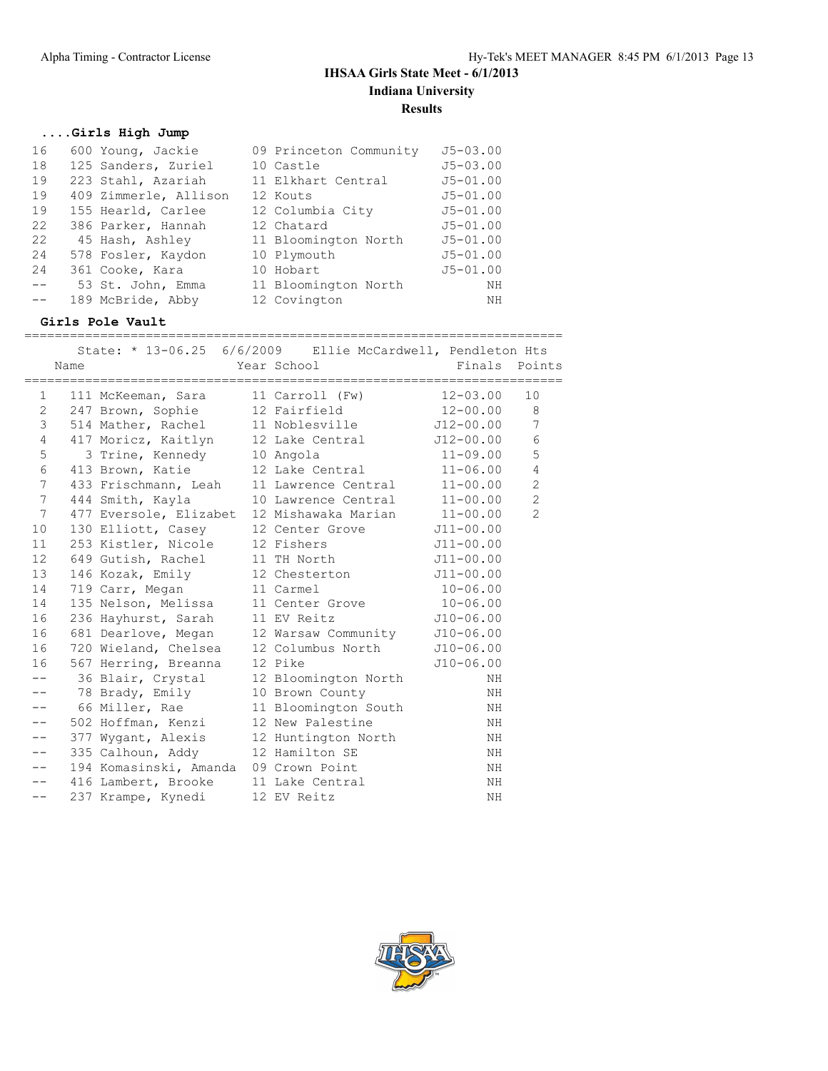## IHSAA Girls State Meet - 6/1/2013

**Indiana University**

**Results**

### ....Girls High Jump

| Place | Name | Year School | Finals |
|---|---|---|---|
| 16 | 600 Young, Jackie | 09 Princeton Community | J5-03.00 |
| 18 | 125 Sanders, Zuriel | 10 Castle | J5-03.00 |
| 19 | 223 Stahl, Azariah | 11 Elkhart Central | J5-01.00 |
| 19 | 409 Zimmerle, Allison | 12 Kouts | J5-01.00 |
| 19 | 155 Hearld, Carlee | 12 Columbia City | J5-01.00 |
| 22 | 386 Parker, Hannah | 12 Chatard | J5-01.00 |
| 22 | 45 Hash, Ashley | 11 Bloomington North | J5-01.00 |
| 24 | 578 Fosler, Kaydon | 10 Plymouth | J5-01.00 |
| 24 | 361 Cooke, Kara | 10 Hobart | J5-01.00 |
| -- | 53 St. John, Emma | 11 Bloomington North | NH |
| -- | 189 McBride, Abby | 12 Covington | NH |

### Girls Pole Vault

State: * 13-06.25 6/6/2009 Ellie McCardwell, Pendleton Hts

| Place | Name | Year School | Finals | Points |
|---|---|---|---|---|
| 1 | 111 McKeeman, Sara | 11 Carroll (Fw) | 12-03.00 | 10 |
| 2 | 247 Brown, Sophie | 12 Fairfield | 12-00.00 | 8 |
| 3 | 514 Mather, Rachel | 11 Noblesville | J12-00.00 | 7 |
| 4 | 417 Moricz, Kaitlyn | 12 Lake Central | J12-00.00 | 6 |
| 5 | 3 Trine, Kennedy | 10 Angola | 11-09.00 | 5 |
| 6 | 413 Brown, Katie | 12 Lake Central | 11-06.00 | 4 |
| 7 | 433 Frischmann, Leah | 11 Lawrence Central | 11-00.00 | 2 |
| 7 | 444 Smith, Kayla | 10 Lawrence Central | 11-00.00 | 2 |
| 7 | 477 Eversole, Elizabet | 12 Mishawaka Marian | 11-00.00 | 2 |
| 10 | 130 Elliott, Casey | 12 Center Grove | J11-00.00 | |
| 11 | 253 Kistler, Nicole | 12 Fishers | J11-00.00 | |
| 12 | 649 Gutish, Rachel | 11 TH North | J11-00.00 | |
| 13 | 146 Kozak, Emily | 12 Chesterton | J11-00.00 | |
| 14 | 719 Carr, Megan | 11 Carmel | 10-06.00 | |
| 14 | 135 Nelson, Melissa | 11 Center Grove | 10-06.00 | |
| 16 | 236 Hayhurst, Sarah | 11 EV Reitz | J10-06.00 | |
| 16 | 681 Dearlove, Megan | 12 Warsaw Community | J10-06.00 | |
| 16 | 720 Wieland, Chelsea | 12 Columbus North | J10-06.00 | |
| 16 | 567 Herring, Breanna | 12 Pike | J10-06.00 | |
| -- | 36 Blair, Crystal | 12 Bloomington North | NH | |
| -- | 78 Brady, Emily | 10 Brown County | NH | |
| -- | 66 Miller, Rae | 11 Bloomington South | NH | |
| -- | 502 Hoffman, Kenzi | 12 New Palestine | NH | |
| -- | 377 Wygant, Alexis | 12 Huntington North | NH | |
| -- | 335 Calhoun, Addy | 12 Hamilton SE | NH | |
| -- | 194 Komasinski, Amanda | 09 Crown Point | NH | |
| -- | 416 Lambert, Brooke | 11 Lake Central | NH | |
| -- | 237 Krampe, Kynedi | 12 EV Reitz | NH | |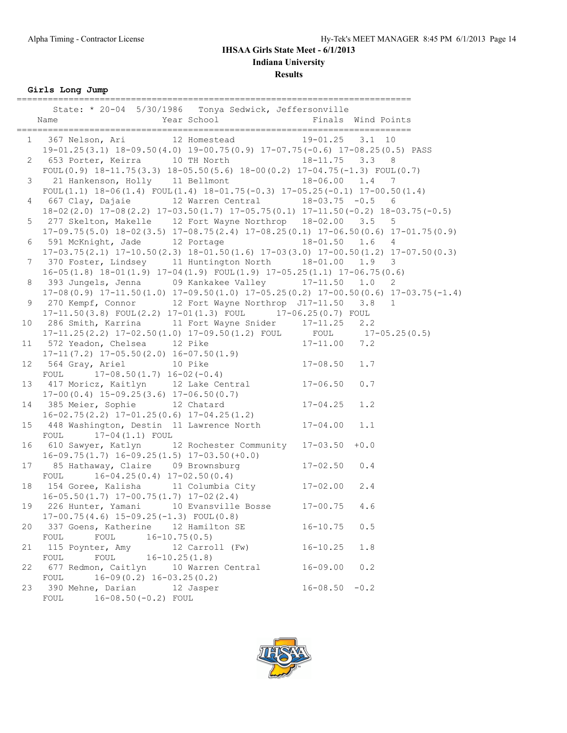# IHSAA Girls State Meet - 6/1/2013

**Indiana University**

**Results**

### Girls Long Jump

```
=============================================================================
      State: * 20-04  5/30/1986   Tonya Sedwick, Jeffersonville
    Name                    Year School                Finals  Wind Points
=============================================================================
  1   367 Nelson, Ari          12 Homestead            19-01.25   3.1  10
     19-01.25(3.1) 18-09.50(4.0) 19-00.75(0.9) 17-07.75(-0.6) 17-08.25(0.5) PASS
  2   653 Porter, Keirra       10 TH North             18-11.75   3.3   8
     FOUL(0.9) 18-11.75(3.3) 18-05.50(5.6) 18-00(0.2) 17-04.75(-1.3) FOUL(0.7)
  3    21 Hankenson, Holly     11 Bellmont             18-06.00   1.4   7
     FOUL(1.1) 18-06(1.4) FOUL(1.4) 18-01.75(-0.3) 17-05.25(-0.1) 17-00.50(1.4)
  4   667 Clay, Dajaie         12 Warren Central       18-03.75  -0.5   6
     18-02(2.0) 17-08(2.2) 17-03.50(1.7) 17-05.75(0.1) 17-11.50(-0.2) 18-03.75(-0.5)
  5   277 Skelton, Makelle     12 Fort Wayne Northrop  18-02.00   3.5   5
     17-09.75(5.0) 18-02(3.5) 17-08.75(2.4) 17-08.25(0.1) 17-06.50(0.6) 17-01.75(0.9)
  6   591 McKnight, Jade       12 Portage              18-01.50   1.6   4
     17-03.75(2.1) 17-10.50(2.3) 18-01.50(1.6) 17-03(3.0) 17-00.50(1.2) 17-07.50(0.3)
  7   370 Foster, Lindsey      11 Huntington North     18-01.00   1.9   3
     16-05(1.8) 18-01(1.9) 17-04(1.9) FOUL(1.9) 17-05.25(1.1) 17-06.75(0.6)
  8   393 Jungels, Jenna       09 Kankakee Valley      17-11.50   1.0   2
     17-08(0.9) 17-11.50(1.0) 17-09.50(1.0) 17-05.25(0.2) 17-00.50(0.6) 17-03.75(-1.4)
  9   270 Kempf, Connor        12 Fort Wayne Northrop J17-11.50   3.8   1
     17-11.50(3.8) FOUL(2.2) 17-01(1.3) FOUL      17-06.25(0.7) FOUL
 10   286 Smith, Karrina       11 Fort Wayne Snider    17-11.25   2.2
     17-11.25(2.2) 17-02.50(1.0) 17-09.50(1.2) FOUL      FOUL      17-05.25(0.5)
 11   572 Yeadon, Chelsea      12 Pike                 17-11.00   7.2
     17-11(7.2) 17-05.50(2.0) 16-07.50(1.9)
 12   564 Gray, Ariel          10 Pike                 17-08.50   1.7
     FOUL      17-08.50(1.7) 16-02(-0.4)
 13   417 Moricz, Kaitlyn      12 Lake Central         17-06.50   0.7
     17-00(0.4) 15-09.25(3.6) 17-06.50(0.7)
 14   385 Meier, Sophie        12 Chatard              17-04.25   1.2
     16-02.75(2.2) 17-01.25(0.6) 17-04.25(1.2)
 15   448 Washington, Destin  11 Lawrence North       17-04.00   1.1
     FOUL      17-04(1.1) FOUL
 16   610 Sawyer, Katlyn       12 Rochester Community  17-03.50  +0.0
     16-09.75(1.7) 16-09.25(1.5) 17-03.50(+0.0)
 17    85 Hathaway, Claire     09 Brownsburg           17-02.50   0.4
     FOUL      16-04.25(0.4) 17-02.50(0.4)
 18   154 Goree, Kalisha       11 Columbia City        17-02.00   2.4
     16-05.50(1.7) 17-00.75(1.7) 17-02(2.4)
 19   226 Hunter, Yamani       10 Evansville Bosse     17-00.75   4.6
     17-00.75(4.6) 15-09.25(-1.3) FOUL(0.8)
 20   337 Goens, Katherine     12 Hamilton SE          16-10.75   0.5
     FOUL      FOUL      16-10.75(0.5)
 21   115 Poynter, Amy         12 Carroll (Fw)         16-10.25   1.8
     FOUL      FOUL      16-10.25(1.8)
 22   677 Redmon, Caitlyn      10 Warren Central       16-09.00   0.2
     FOUL      16-09(0.2) 16-03.25(0.2)
 23   390 Mehne, Darian        12 Jasper               16-08.50  -0.2
     FOUL      16-08.50(-0.2) FOUL
```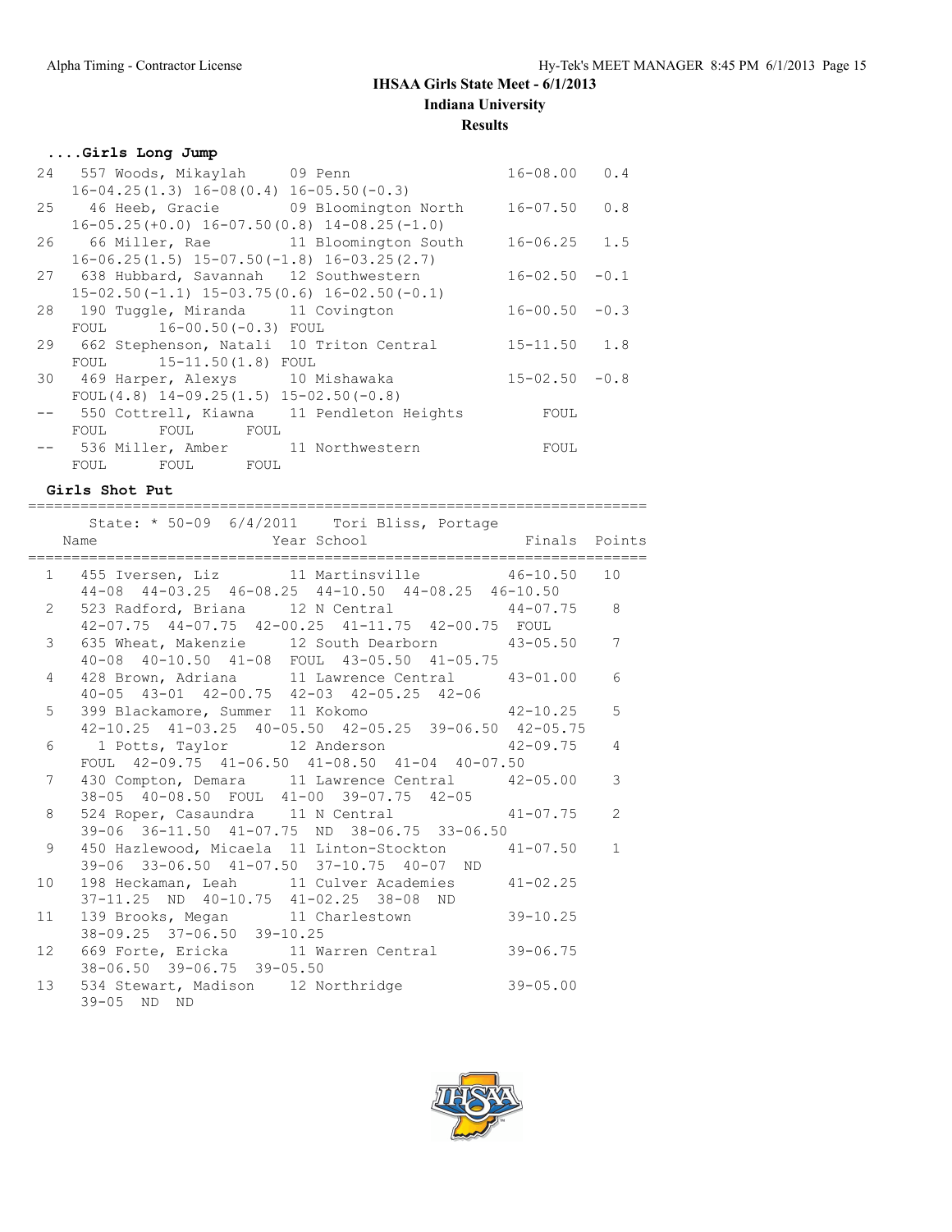# IHSAA Girls State Meet - 6/1/2013

## Indiana University

### Results

#### ....Girls Long Jump

```
 24   557 Woods, Mikaylah      09 Penn                   16-08.00   0.4
     16-04.25(1.3) 16-08(0.4) 16-05.50(-0.3)
 25    46 Heeb, Gracie         09 Bloomington North      16-07.50   0.8
     16-05.25(+0.0) 16-07.50(0.8) 14-08.25(-1.0)
 26    66 Miller, Rae          11 Bloomington South      16-06.25   1.5
     16-06.25(1.5) 15-07.50(-1.8) 16-03.25(2.7)
 27   638 Hubbard, Savannah    12 Southwestern           16-02.50  -0.1
     15-02.50(-1.1) 15-03.75(0.6) 16-02.50(-0.1)
 28   190 Tuggle, Miranda      11 Covington              16-00.50  -0.3
     FOUL      16-00.50(-0.3) FOUL
 29   662 Stephenson, Natali   10 Triton Central         15-11.50   1.8
     FOUL      15-11.50(1.8) FOUL
 30   469 Harper, Alexys       10 Mishawaka              15-02.50  -0.8
     FOUL(4.8) 14-09.25(1.5) 15-02.50(-0.8)
 --   550 Cottrell, Kiawna     11 Pendleton Heights         FOUL
     FOUL      FOUL      FOUL
 --   536 Miller, Amber        11 Northwestern              FOUL
     FOUL      FOUL      FOUL
```

#### Girls Shot Put

```
=======================================================================
     State: * 50-09  6/4/2011    Tori Bliss, Portage
    Name                    Year School                 Finals  Points
=======================================================================
  1  455 Iversen, Liz         11 Martinsville          46-10.50   10
     44-08  44-03.25  46-08.25  44-10.50  44-08.25  46-10.50
  2  523 Radford, Briana      12 N Central             44-07.75    8
     42-07.75  44-07.75  42-00.25  41-11.75  42-00.75  FOUL
  3  635 Wheat, Makenzie      12 South Dearborn        43-05.50    7
     40-08  40-10.50  41-08  FOUL  43-05.50  41-05.75
  4  428 Brown, Adriana       11 Lawrence Central      43-01.00    6
     40-05  43-01  42-00.75  42-03  42-05.25  42-06
  5  399 Blackamore, Summer  11 Kokomo                 42-10.25    5
     42-10.25  41-03.25  40-05.50  42-05.25  39-06.50  42-05.75
  6    1 Potts, Taylor        12 Anderson              42-09.75    4
     FOUL  42-09.75  41-06.50  41-08.50  41-04  40-07.50
  7  430 Compton, Demara      11 Lawrence Central      42-05.00    3
     38-05  40-08.50  FOUL  41-00  39-07.75  42-05
  8  524 Roper, Casaundra     11 N Central             41-07.75    2
     39-06  36-11.50  41-07.75  ND  38-06.75  33-06.50
  9  450 Hazlewood, Micaela  11 Linton-Stockton        41-07.50    1
     39-06  33-06.50  41-07.50  37-10.75  40-07  ND
 10  198 Heckaman, Leah       11 Culver Academies      41-02.25
     37-11.25  ND  40-10.75  41-02.25  38-08  ND
 11  139 Brooks, Megan        11 Charlestown           39-10.25
     38-09.25  37-06.50  39-10.25
 12  669 Forte, Ericka        11 Warren Central        39-06.75
     38-06.50  39-06.75  39-05.50
 13  534 Stewart, Madison     12 Northridge            39-05.00
     39-05  ND  ND
```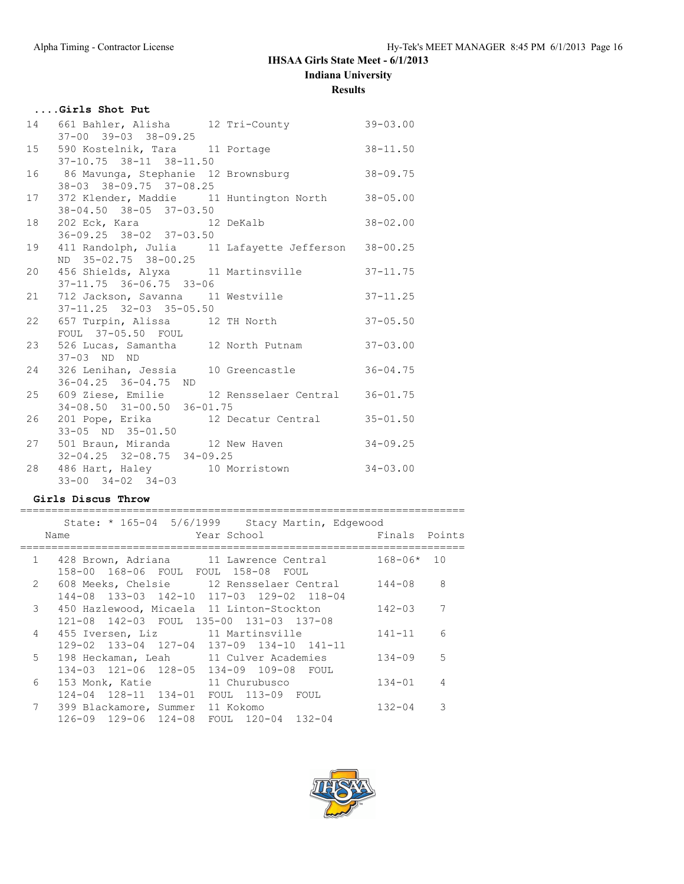## IHSAA Girls State Meet - 6/1/2013

### Indiana University

### Results

#### ....Girls Shot Put

```
 14   661 Bahler, Alisha      12 Tri-County             39-03.00
      37-00  39-03  38-09.25
 15   590 Kostelnik, Tara     11 Portage                38-11.50
      37-10.75  38-11  38-11.50
 16    86 Mavunga, Stephanie  12 Brownsburg             38-09.75
      38-03  38-09.75  37-08.25
 17   372 Klender, Maddie     11 Huntington North       38-05.00
      38-04.50  38-05  37-03.50
 18   202 Eck, Kara           12 DeKalb                 38-02.00
      36-09.25  38-02  37-03.50
 19   411 Randolph, Julia     11 Lafayette Jefferson    38-00.25
      ND  35-02.75  38-00.25
 20   456 Shields, Alyxa      11 Martinsville           37-11.75
      37-11.75  36-06.75  33-06
 21   712 Jackson, Savanna    11 Westville              37-11.25
      37-11.25  32-03  35-05.50
 22   657 Turpin, Alissa      12 TH North               37-05.50
      FOUL  37-05.50  FOUL
 23   526 Lucas, Samantha     12 North Putnam           37-03.00
      37-03  ND  ND
 24   326 Lenihan, Jessia     10 Greencastle            36-04.75
      36-04.25  36-04.75  ND
 25   609 Ziese, Emilie       12 Rensselaer Central     36-01.75
      34-08.50  31-00.50  36-01.75
 26   201 Pope, Erika         12 Decatur Central        35-01.50
      33-05  ND  35-01.50
 27   501 Braun, Miranda      12 New Haven              34-09.25
      32-04.25  32-08.75  34-09.25
 28   486 Hart, Haley         10 Morristown             34-03.00
      33-00  34-02  34-03
```

#### Girls Discus Throw

```
=======================================================================
     State: * 165-04  5/6/1999    Stacy Martin, Edgewood
    Name                    Year School                 Finals  Points
=======================================================================
  1   428 Brown, Adriana      11 Lawrence Central       168-06*  10
      158-00  168-06  FOUL  FOUL  158-08  FOUL
  2   608 Meeks, Chelsie      12 Rensselaer Central     144-08    8
      144-08  133-03  142-10  117-03  129-02  118-04
  3   450 Hazlewood, Micaela  11 Linton-Stockton        142-03    7
      121-08  142-03  FOUL  135-00  131-03  137-08
  4   455 Iversen, Liz        11 Martinsville           141-11    6
      129-02  133-04  127-04  137-09  134-10  141-11
  5   198 Heckaman, Leah      11 Culver Academies       134-09    5
      134-03  121-06  128-05  134-09  109-08  FOUL
  6   153 Monk, Katie         11 Churubusco             134-01    4
      124-04  128-11  134-01  FOUL  113-09  FOUL
  7   399 Blackamore, Summer  11 Kokomo                 132-04    3
      126-09  129-06  124-08  FOUL  120-04  132-04
```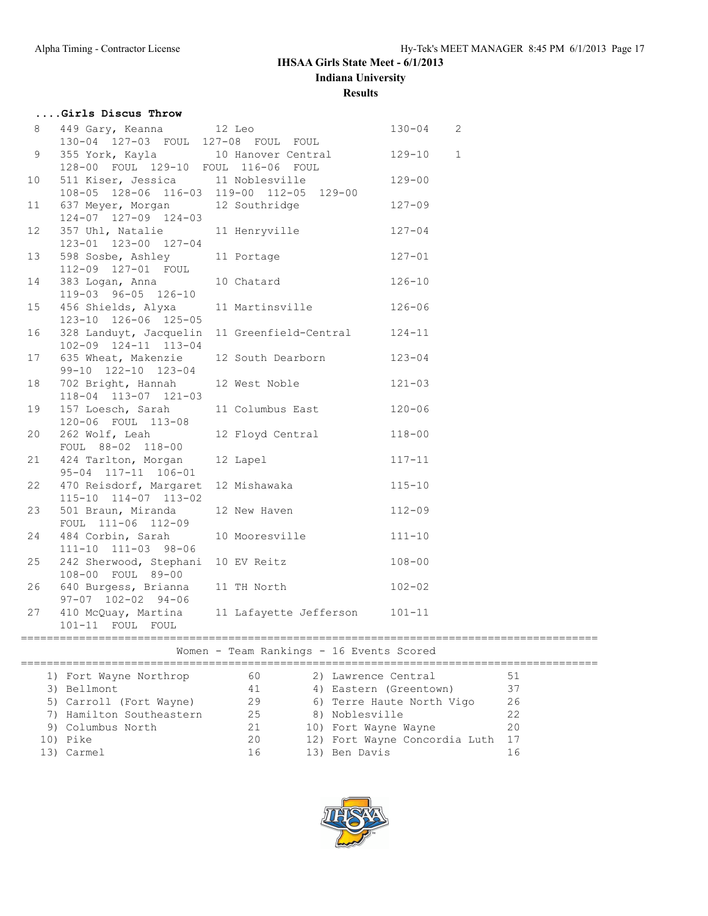**IHSAA Girls State Meet - 6/1/2013**

**Indiana University**

**Results**

#### ....Girls Discus Throw

| Place | Name | Year | School | Finals | Points |
|---|---|---|---|---|---|
| 8 | 449 Gary, Keanna | 12 | Leo | 130-04 | 2 |
| | 130-04 127-03 FOUL 127-08 FOUL FOUL | | | | |
| 9 | 355 York, Kayla | 10 | Hanover Central | 129-10 | 1 |
| | 128-00 FOUL 129-10 FOUL 116-06 FOUL | | | | |
| 10 | 511 Kiser, Jessica | 11 | Noblesville | 129-00 | |
| | 108-05 128-06 116-03 119-00 112-05 129-00 | | | | |
| 11 | 637 Meyer, Morgan | 12 | Southridge | 127-09 | |
| | 124-07 127-09 124-03 | | | | |
| 12 | 357 Uhl, Natalie | 11 | Henryville | 127-04 | |
| | 123-01 123-00 127-04 | | | | |
| 13 | 598 Sosbe, Ashley | 11 | Portage | 127-01 | |
| | 112-09 127-01 FOUL | | | | |
| 14 | 383 Logan, Anna | 10 | Chatard | 126-10 | |
| | 119-03 96-05 126-10 | | | | |
| 15 | 456 Shields, Alyxa | 11 | Martinsville | 126-06 | |
| | 123-10 126-06 125-05 | | | | |
| 16 | 328 Landuyt, Jacquelin | 11 | Greenfield-Central | 124-11 | |
| | 102-09 124-11 113-04 | | | | |
| 17 | 635 Wheat, Makenzie | 12 | South Dearborn | 123-04 | |
| | 99-10 122-10 123-04 | | | | |
| 18 | 702 Bright, Hannah | 12 | West Noble | 121-03 | |
| | 118-04 113-07 121-03 | | | | |
| 19 | 157 Loesch, Sarah | 11 | Columbus East | 120-06 | |
| | 120-06 FOUL 113-08 | | | | |
| 20 | 262 Wolf, Leah | 12 | Floyd Central | 118-00 | |
| | FOUL 88-02 118-00 | | | | |
| 21 | 424 Tarlton, Morgan | 12 | Lapel | 117-11 | |
| | 95-04 117-11 106-01 | | | | |
| 22 | 470 Reisdorf, Margaret | 12 | Mishawaka | 115-10 | |
| | 115-10 114-07 113-02 | | | | |
| 23 | 501 Braun, Miranda | 12 | New Haven | 112-09 | |
| | FOUL 111-06 112-09 | | | | |
| 24 | 484 Corbin, Sarah | 10 | Mooresville | 111-10 | |
| | 111-10 111-03 98-06 | | | | |
| 25 | 242 Sherwood, Stephani | 10 | EV Reitz | 108-00 | |
| | 108-00 FOUL 89-00 | | | | |
| 26 | 640 Burgess, Brianna | 11 | TH North | 102-02 | |
| | 97-07 102-02 94-06 | | | | |
| 27 | 410 McQuay, Martina | 11 | Lafayette Jefferson | 101-11 | |
| | 101-11 FOUL FOUL | | | | |

#### Women - Team Rankings - 16 Events Scored

| Rank | Team | Points | Rank | Team | Points |
|---|---|---|---|---|---|
| 1) | Fort Wayne Northrop | 60 | 2) | Lawrence Central | 51 |
| 3) | Bellmont | 41 | 4) | Eastern (Greentown) | 37 |
| 5) | Carroll (Fort Wayne) | 29 | 6) | Terre Haute North Vigo | 26 |
| 7) | Hamilton Southeastern | 25 | 8) | Noblesville | 22 |
| 9) | Columbus North | 21 | 10) | Fort Wayne Wayne | 20 |
| 10) | Pike | 20 | 12) | Fort Wayne Concordia Luth | 17 |
| 13) | Carmel | 16 | 13) | Ben Davis | 16 |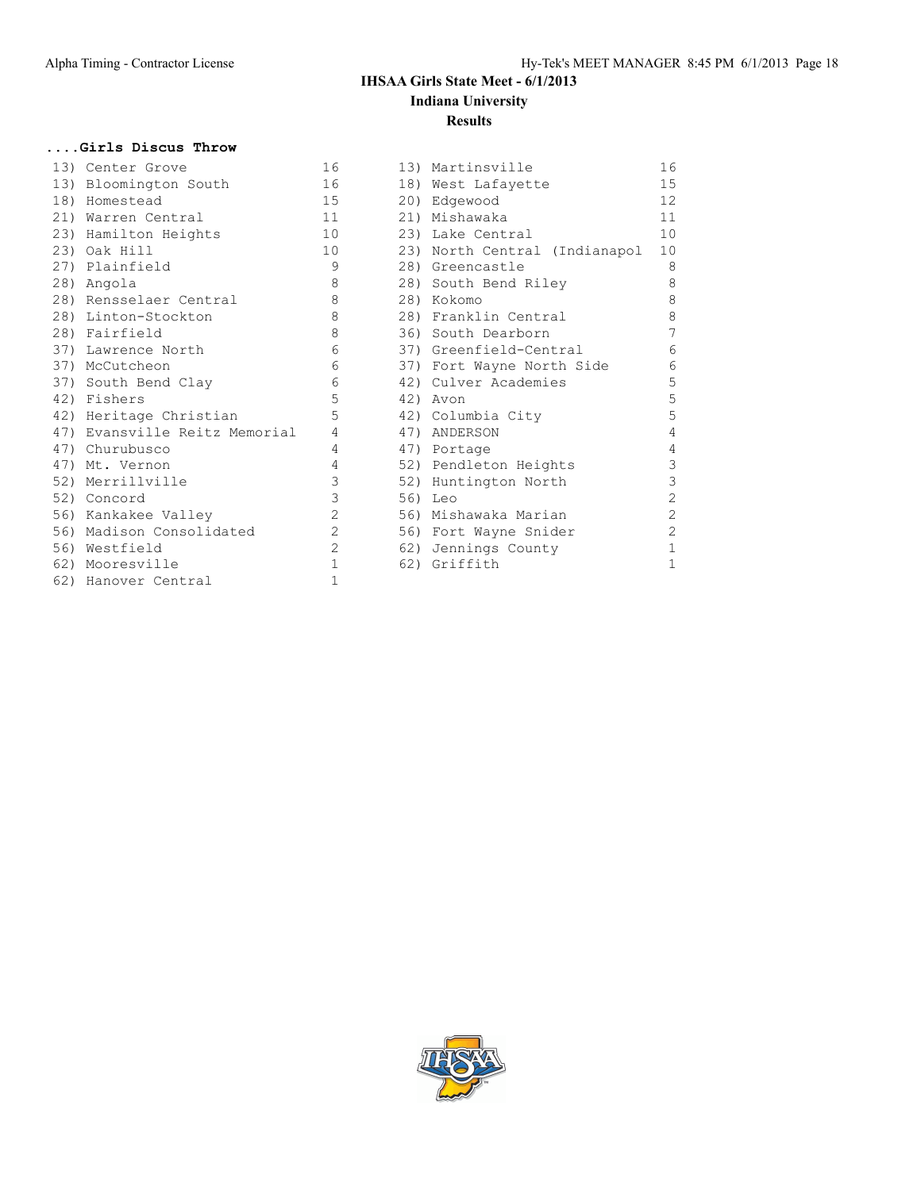### ....Girls Discus Throw

| | | | |
|---|---|---|---|
| 13) Center Grove | 16 | 13) Martinsville | 16 |
| 13) Bloomington South | 16 | 18) West Lafayette | 15 |
| 18) Homestead | 15 | 20) Edgewood | 12 |
| 21) Warren Central | 11 | 21) Mishawaka | 11 |
| 23) Hamilton Heights | 10 | 23) Lake Central | 10 |
| 23) Oak Hill | 10 | 23) North Central (Indianapol | 10 |
| 27) Plainfield | 9 | 28) Greencastle | 8 |
| 28) Angola | 8 | 28) South Bend Riley | 8 |
| 28) Rensselaer Central | 8 | 28) Kokomo | 8 |
| 28) Linton-Stockton | 8 | 28) Franklin Central | 8 |
| 28) Fairfield | 8 | 36) South Dearborn | 7 |
| 37) Lawrence North | 6 | 37) Greenfield-Central | 6 |
| 37) McCutcheon | 6 | 37) Fort Wayne North Side | 6 |
| 37) South Bend Clay | 6 | 42) Culver Academies | 5 |
| 42) Fishers | 5 | 42) Avon | 5 |
| 42) Heritage Christian | 5 | 42) Columbia City | 5 |
| 47) Evansville Reitz Memorial | 4 | 47) ANDERSON | 4 |
| 47) Churubusco | 4 | 47) Portage | 4 |
| 47) Mt. Vernon | 4 | 52) Pendleton Heights | 3 |
| 52) Merrillville | 3 | 52) Huntington North | 3 |
| 52) Concord | 3 | 56) Leo | 2 |
| 56) Kankakee Valley | 2 | 56) Mishawaka Marian | 2 |
| 56) Madison Consolidated | 2 | 56) Fort Wayne Snider | 2 |
| 56) Westfield | 2 | 62) Jennings County | 1 |
| 62) Mooresville | 1 | 62) Griffith | 1 |
| 62) Hanover Central | 1 | | |